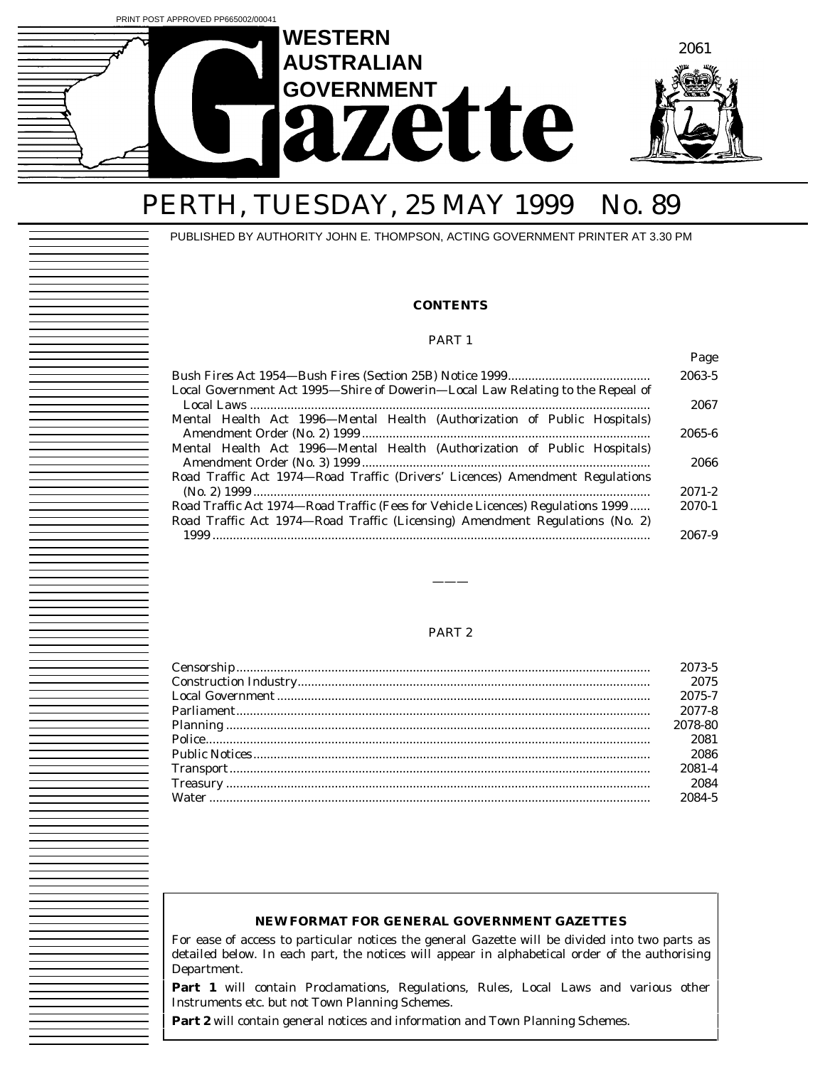PRINT POST APPROVED PP665002/00041

# WESTERN AUSTRALIAN GOVERNMENT Gazette

## PERTH, TUESDAY, 25 MAY 1999 No. 89

PUBLISHED BY AUTHORITY JOHN E. THOMPSON, ACTING GOVERNMENT PRINTER AT 3.30 PM

### CONTENTS

#### PART 1

| | Page |
|---|---|
| Bush Fires Act 1954—Bush Fires (Section 25B) Notice 1999 | 2063-5 |
| Local Government Act 1995—Shire of Dowerin—Local Law Relating to the Repeal of Local Laws | 2067 |
| Mental Health Act 1996—Mental Health (Authorization of Public Hospitals) Amendment Order (No. 2) 1999 | 2065-6 |
| Mental Health Act 1996—Mental Health (Authorization of Public Hospitals) Amendment Order (No. 3) 1999 | 2066 |
| Road Traffic Act 1974—Road Traffic (Drivers' Licences) Amendment Regulations (No. 2) 1999 | 2071-2 |
| Road Traffic Act 1974—Road Traffic (Fees for Vehicle Licences) Regulations 1999 | 2070-1 |
| Road Traffic Act 1974—Road Traffic (Licensing) Amendment Regulations (No. 2) 1999 | 2067-9 |

———

#### PART 2

| | |
|---|---|
| Censorship | 2073-5 |
| Construction Industry | 2075 |
| Local Government | 2075-7 |
| Parliament | 2077-8 |
| Planning | 2078-80 |
| Police | 2081 |
| Public Notices | 2086 |
| Transport | 2081-4 |
| Treasury | 2084 |
| Water | 2084-5 |

**NEW FORMAT FOR GENERAL GOVERNMENT GAZETTES**

For ease of access to particular notices the general Gazette will be divided into two parts as detailed below. In each part, the notices will appear in alphabetical order of the authorising Department.

**Part 1** will contain Proclamations, Regulations, Rules, Local Laws and various other Instruments etc. but not Town Planning Schemes.

**Part 2** will contain general notices and information and Town Planning Schemes.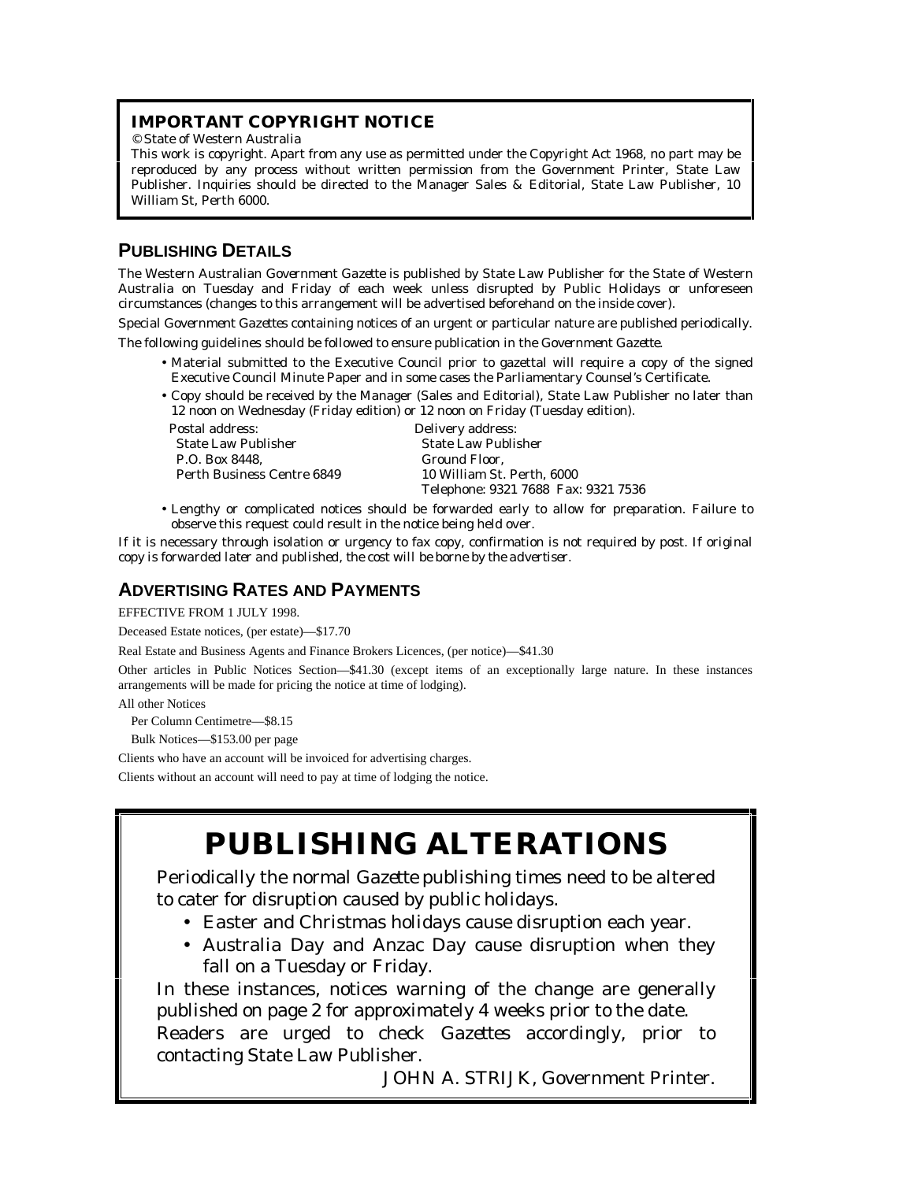## IMPORTANT COPYRIGHT NOTICE

© State of Western Australia

This work is copyright. Apart from any use as permitted under the Copyright Act 1968, no part may be reproduced by any process without written permission from the Government Printer, State Law Publisher. Inquiries should be directed to the Manager Sales & Editorial, State Law Publisher, 10 William St, Perth 6000.

## PUBLISHING DETAILS

The *Western Australian Government Gazette* is published by State Law Publisher for the State of Western Australia on Tuesday and Friday of each week unless disrupted by Public Holidays or unforeseen circumstances (changes to this arrangement will be advertised beforehand on the inside cover).

Special *Government Gazettes* containing notices of an urgent or particular nature are published periodically.

The following guidelines should be followed to ensure publication in the *Government Gazette*.

- Material submitted to the Executive Council prior to gazettal will require a copy of the signed Executive Council Minute Paper and in some cases the Parliamentary Counsel's Certificate.
- Copy should be received by the Manager (Sales and Editorial), State Law Publisher no later than 12 noon on Wednesday (Friday edition) or 12 noon on Friday (Tuesday edition).

| Postal address: | Delivery address: |
|---|---|
| State Law Publisher | State Law Publisher |
| P.O. Box 8448, | Ground Floor, |
| Perth Business Centre 6849 | 10 William St. Perth, 6000 |
| | Telephone: 9321 7688 Fax: 9321 7536 |

- Lengthy or complicated notices should be forwarded early to allow for preparation. Failure to observe this request could result in the notice being held over.

*If it is necessary through isolation or urgency to fax copy, confirmation is not required by post. If original copy is forwarded later and published, the cost will be borne by the advertiser.*

## ADVERTISING RATES AND PAYMENTS

EFFECTIVE FROM 1 JULY 1998.

Deceased Estate notices, (per estate)—$17.70

Real Estate and Business Agents and Finance Brokers Licences, (per notice)—$41.30

Other articles in Public Notices Section—$41.30 (except items of an exceptionally large nature. In these instances arrangements will be made for pricing the notice at time of lodging).

All other Notices

Per Column Centimetre—$8.15

Bulk Notices—$153.00 per page

Clients who have an account will be invoiced for advertising charges.

Clients without an account will need to pay at time of lodging the notice.

# PUBLISHING ALTERATIONS

Periodically the normal *Gazette* publishing times need to be altered to cater for disruption caused by public holidays.

- Easter and Christmas holidays cause disruption each year.
- Australia Day and Anzac Day cause disruption when they fall on a Tuesday or Friday.

In these instances, notices warning of the change are generally published on page 2 for approximately 4 weeks prior to the date.

Readers are urged to check *Gazettes* accordingly, prior to contacting State Law Publisher.

JOHN A. STRIJK, Government Printer.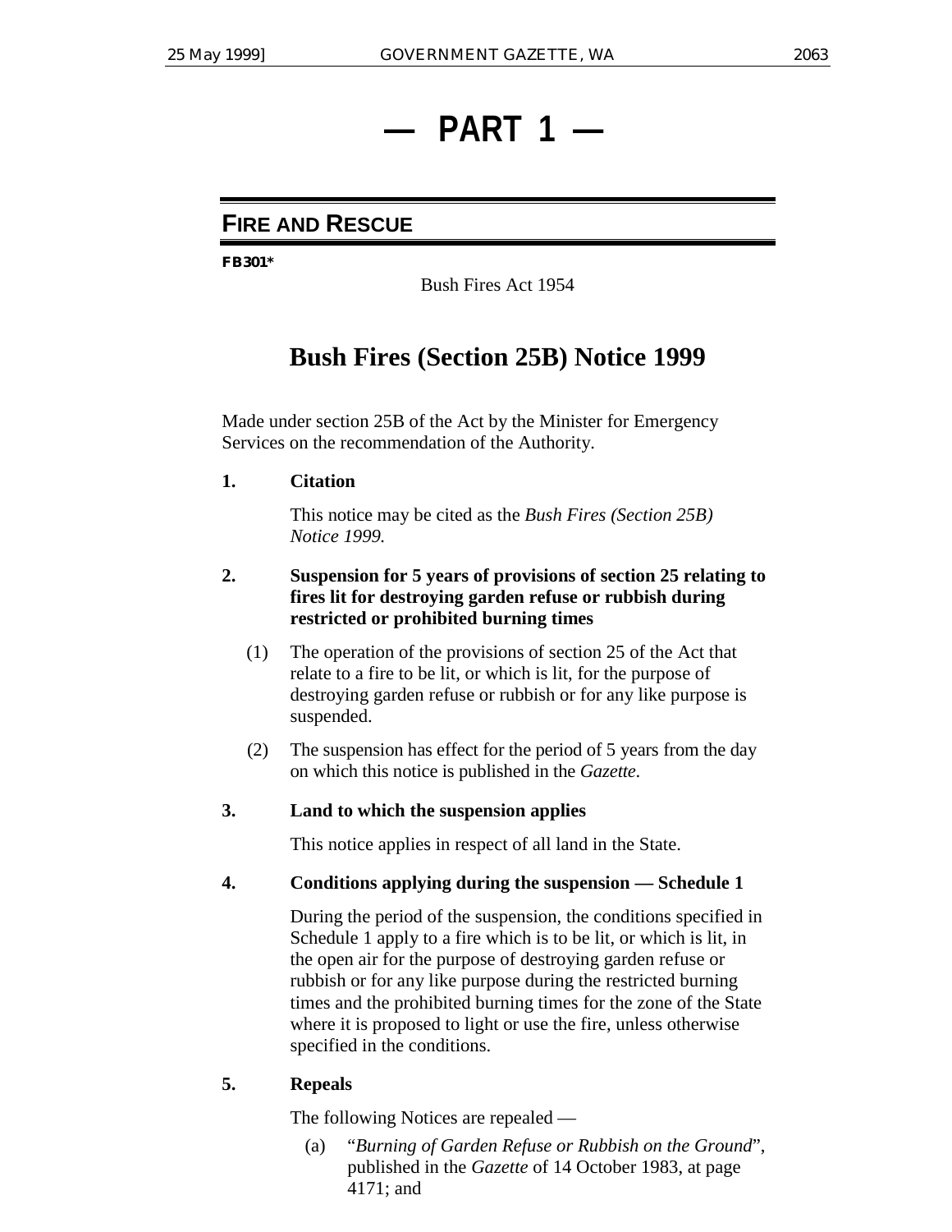# — PART 1 —

## FIRE AND RESCUE

**FB301***

Bush Fires Act 1954

# Bush Fires (Section 25B) Notice 1999

Made under section 25B of the Act by the Minister for Emergency Services on the recommendation of the Authority.

**1. Citation**

This notice may be cited as the *Bush Fires (Section 25B) Notice 1999.*

**2. Suspension for 5 years of provisions of section 25 relating to fires lit for destroying garden refuse or rubbish during restricted or prohibited burning times**

(1) The operation of the provisions of section 25 of the Act that relate to a fire to be lit, or which is lit, for the purpose of destroying garden refuse or rubbish or for any like purpose is suspended.

(2) The suspension has effect for the period of 5 years from the day on which this notice is published in the *Gazette.*

**3. Land to which the suspension applies**

This notice applies in respect of all land in the State.

**4. Conditions applying during the suspension — Schedule 1**

During the period of the suspension, the conditions specified in Schedule 1 apply to a fire which is to be lit, or which is lit, in the open air for the purpose of destroying garden refuse or rubbish or for any like purpose during the restricted burning times and the prohibited burning times for the zone of the State where it is proposed to light or use the fire, unless otherwise specified in the conditions.

**5. Repeals**

The following Notices are repealed —

(a) "*Burning of Garden Refuse or Rubbish on the Ground*", published in the *Gazette* of 14 October 1983, at page 4171; and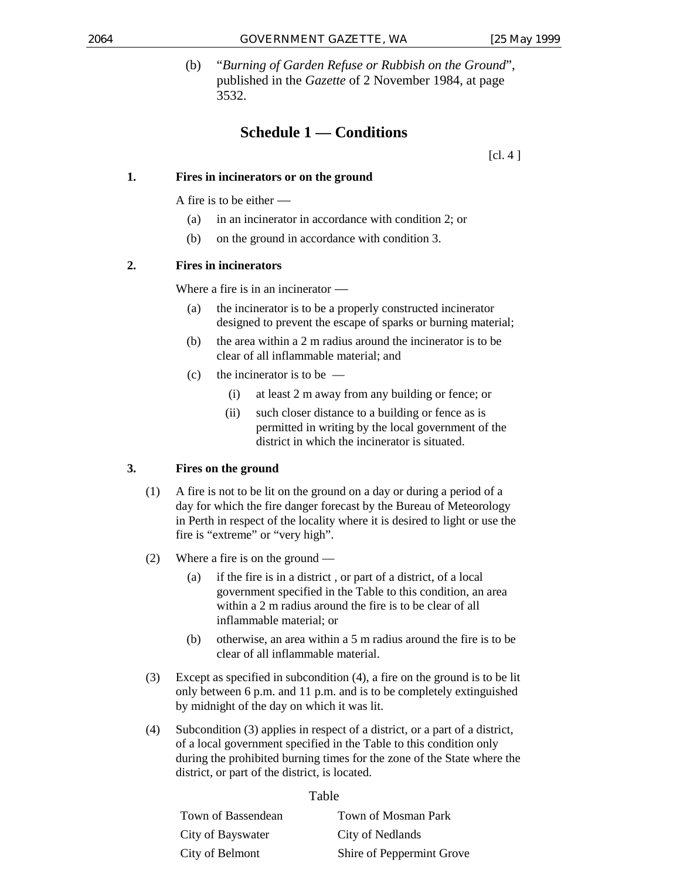(b) "*Burning of Garden Refuse or Rubbish on the Ground*", published in the *Gazette* of 2 November 1984, at page 3532.

## Schedule 1 — Conditions

[cl. 4 ]

**1. Fires in incinerators or on the ground**

A fire is to be either —

(a) in an incinerator in accordance with condition 2; or

(b) on the ground in accordance with condition 3.

**2. Fires in incinerators**

Where a fire is in an incinerator —

(a) the incinerator is to be a properly constructed incinerator designed to prevent the escape of sparks or burning material;

(b) the area within a 2 m radius around the incinerator is to be clear of all inflammable material; and

(c) the incinerator is to be —

(i) at least 2 m away from any building or fence; or

(ii) such closer distance to a building or fence as is permitted in writing by the local government of the district in which the incinerator is situated.

**3. Fires on the ground**

(1) A fire is not to be lit on the ground on a day or during a period of a day for which the fire danger forecast by the Bureau of Meteorology in Perth in respect of the locality where it is desired to light or use the fire is "extreme" or "very high".

(2) Where a fire is on the ground —

(a) if the fire is in a district , or part of a district, of a local government specified in the Table to this condition, an area within a 2 m radius around the fire is to be clear of all inflammable material; or

(b) otherwise, an area within a 5 m radius around the fire is to be clear of all inflammable material.

(3) Except as specified in subcondition (4), a fire on the ground is to be lit only between 6 p.m. and 11 p.m. and is to be completely extinguished by midnight of the day on which it was lit.

(4) Subcondition (3) applies in respect of a district, or a part of a district, of a local government specified in the Table to this condition only during the prohibited burning times for the zone of the State where the district, or part of the district, is located.

Table

| | |
|---|---|
| Town of Bassendean | Town of Mosman Park |
| City of Bayswater | City of Nedlands |
| City of Belmont | Shire of Peppermint Grove |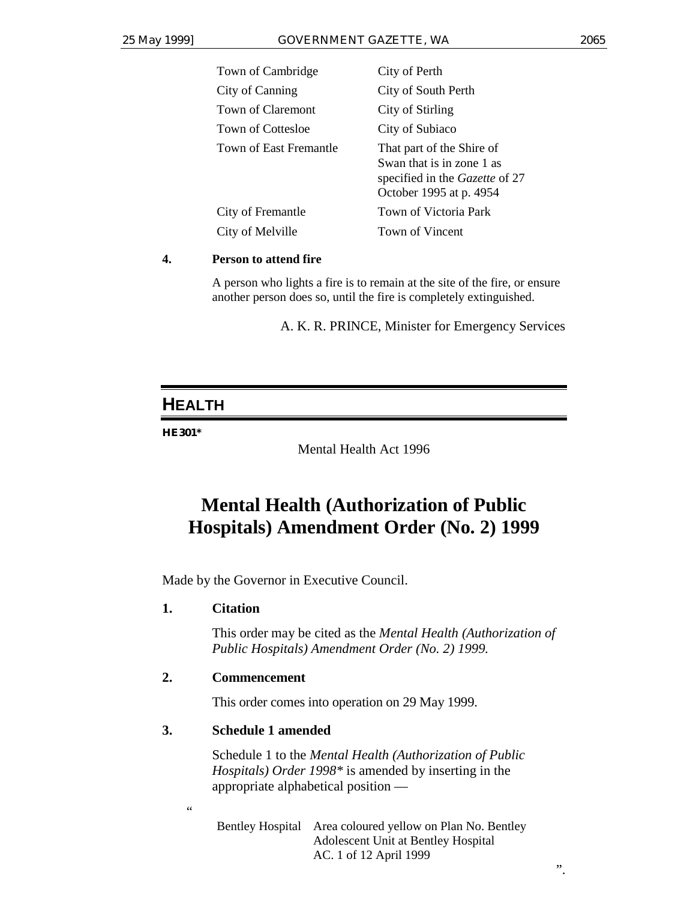| | |
|---|---|
| Town of Cambridge | City of Perth |
| City of Canning | City of South Perth |
| Town of Claremont | City of Stirling |
| Town of Cottesloe | City of Subiaco |
| Town of East Fremantle | That part of the Shire of Swan that is in zone 1 as specified in the *Gazette* of 27 October 1995 at p. 4954 |
| City of Fremantle | Town of Victoria Park |
| City of Melville | Town of Vincent |

**4. Person to attend fire**

A person who lights a fire is to remain at the site of the fire, or ensure another person does so, until the fire is completely extinguished.

A. K. R. PRINCE, Minister for Emergency Services

## HEALTH

**HE301***

Mental Health Act 1996

# Mental Health (Authorization of Public Hospitals) Amendment Order (No. 2) 1999

Made by the Governor in Executive Council.

**1. Citation**

This order may be cited as the *Mental Health (Authorization of Public Hospitals) Amendment Order (No. 2) 1999.*

**2. Commencement**

This order comes into operation on 29 May 1999.

**3. Schedule 1 amended**

Schedule 1 to the *Mental Health (Authorization of Public Hospitals) Order 1998** is amended by inserting in the appropriate alphabetical position —

"

| | |
|---|---|
| Bentley Hospital | Area coloured yellow on Plan No. Bentley Adolescent Unit at Bentley Hospital AC. 1 of 12 April 1999 |

".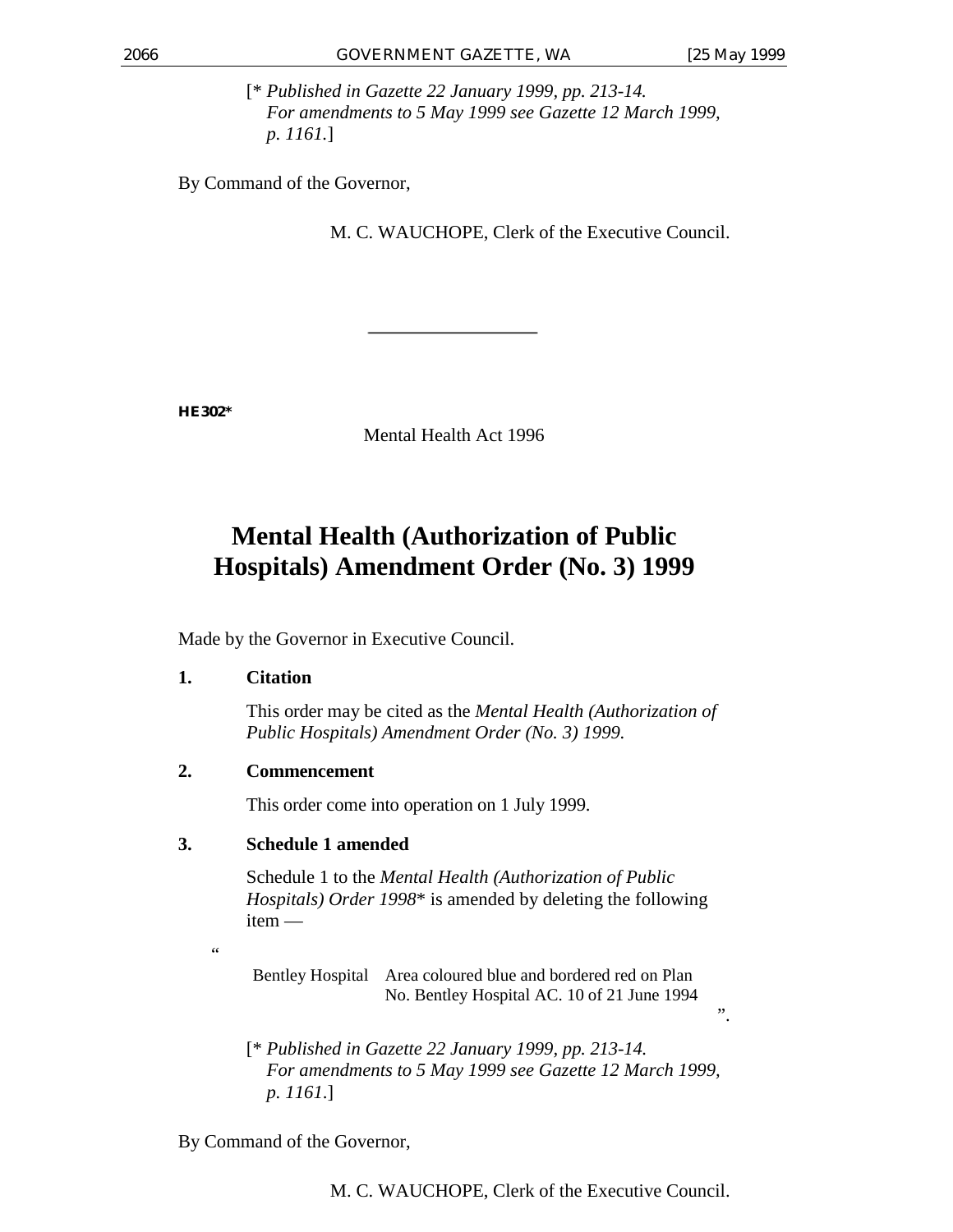[* *Published in Gazette 22 January 1999, pp. 213-14. For amendments to 5 May 1999 see Gazette 12 March 1999, p. 1161.*]

By Command of the Governor,

M. C. WAUCHOPE, Clerk of the Executive Council.

---

**HE302***

Mental Health Act 1996

# Mental Health (Authorization of Public Hospitals) Amendment Order (No. 3) 1999

Made by the Governor in Executive Council.

**1. Citation**

This order may be cited as the *Mental Health (Authorization of Public Hospitals) Amendment Order (No. 3) 1999.*

**2. Commencement**

This order come into operation on 1 July 1999.

**3. Schedule 1 amended**

Schedule 1 to the *Mental Health (Authorization of Public Hospitals) Order 1998** is amended by deleting the following item —

"

| | |
|---|---|
| Bentley Hospital | Area coloured blue and bordered red on Plan No. Bentley Hospital AC. 10 of 21 June 1994 |

".

[* *Published in Gazette 22 January 1999, pp. 213-14. For amendments to 5 May 1999 see Gazette 12 March 1999, p. 1161.*]

By Command of the Governor,

M. C. WAUCHOPE, Clerk of the Executive Council.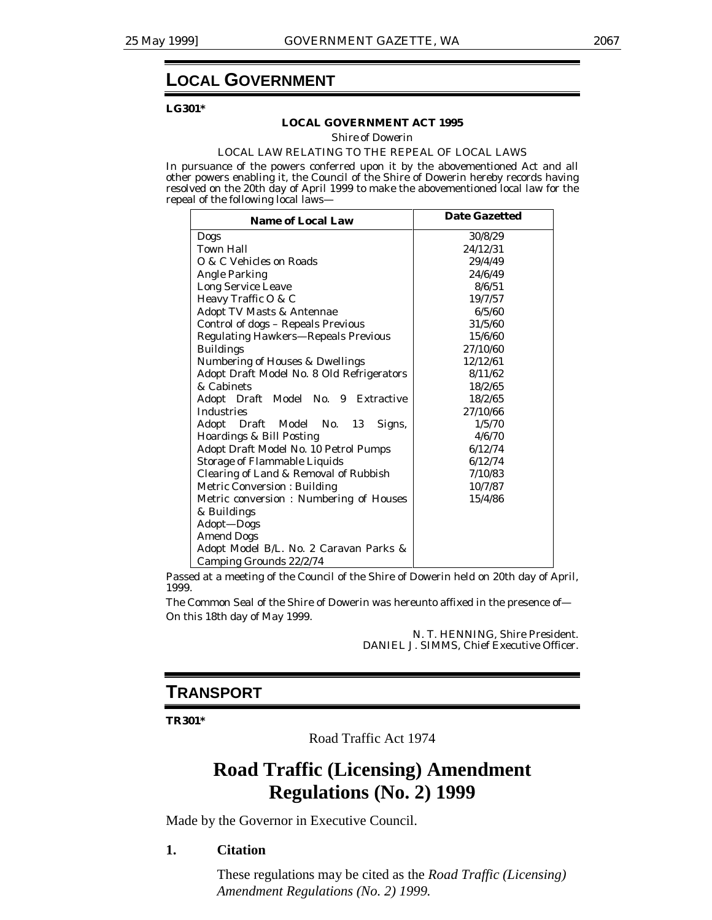# LOCAL GOVERNMENT

**LG301***

**LOCAL GOVERNMENT ACT 1995**

*Shire of Dowerin*

LOCAL LAW RELATING TO THE REPEAL OF LOCAL LAWS

In pursuance of the powers conferred upon it by the abovementioned Act and all other powers enabling it, the Council of the Shire of Dowerin hereby records having resolved on the 20th day of April 1999 to make the abovementioned local law for the repeal of the following local laws—

| Name of Local Law | Date Gazetted |
|---|---|
| Dogs | 30/8/29 |
| Town Hall | 24/12/31 |
| O & C Vehicles on Roads | 29/4/49 |
| Angle Parking | 24/6/49 |
| Long Service Leave | 8/6/51 |
| Heavy Traffic O & C | 19/7/57 |
| Adopt TV Masts & Antennae | 6/5/60 |
| Control of dogs – Repeals Previous | 31/5/60 |
| Regulating Hawkers—Repeals Previous | 15/6/60 |
| Buildings | 27/10/60 |
| Numbering of Houses & Dwellings | 12/12/61 |
| Adopt Draft Model No. 8 Old Refrigerators | 8/11/62 |
| & Cabinets | 18/2/65 |
| Adopt Draft Model No. 9 Extractive | 18/2/65 |
| Industries | 27/10/66 |
| Adopt Draft Model No. 13 Signs, | 1/5/70 |
| Hoardings & Bill Posting | 4/6/70 |
| Adopt Draft Model No. 10 Petrol Pumps | 6/12/74 |
| Storage of Flammable Liquids | 6/12/74 |
| Clearing of Land & Removal of Rubbish | 7/10/83 |
| Metric Conversion : Building | 10/7/87 |
| Metric conversion : Numbering of Houses | 15/4/86 |
| & Buildings | |
| Adopt—Dogs | |
| Amend Dogs | |
| Adopt Model B/L. No. 2 Caravan Parks & | |
| Camping Grounds 22/2/74 | |

Passed at a meeting of the Council of the Shire of Dowerin held on 20th day of April, 1999.

The Common Seal of the Shire of Dowerin was hereunto affixed in the presence of—
On this 18th day of May 1999.

N. T. HENNING, Shire President.
DANIEL J. SIMMS, Chief Executive Officer.

# TRANSPORT

**TR301***

Road Traffic Act 1974

## Road Traffic (Licensing) Amendment Regulations (No. 2) 1999

Made by the Governor in Executive Council.

### 1. Citation

These regulations may be cited as the *Road Traffic (Licensing) Amendment Regulations (No. 2) 1999*.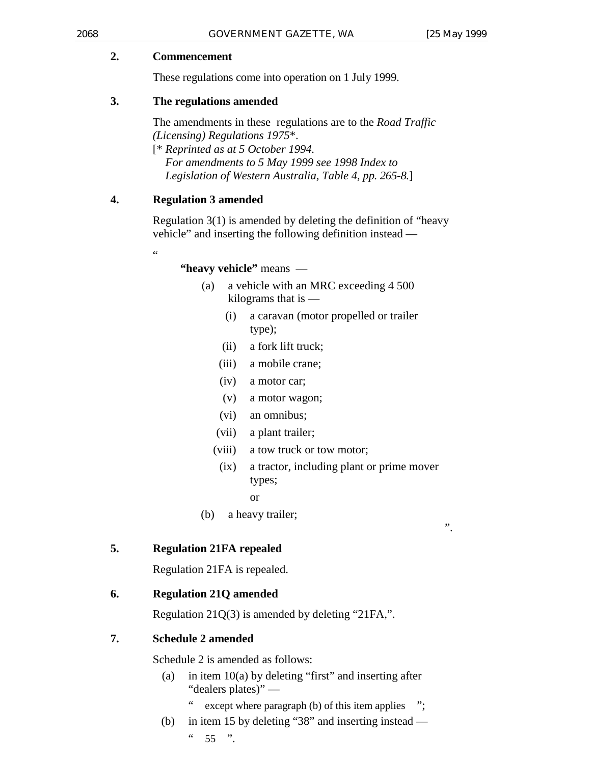**2. Commencement**

These regulations come into operation on 1 July 1999.

**3. The regulations amended**

The amendments in these regulations are to the *Road Traffic (Licensing) Regulations 1975*\*.

[\* *Reprinted as at 5 October 1994.*
*For amendments to 5 May 1999 see 1998 Index to Legislation of Western Australia, Table 4, pp. 265-8.*]

**4. Regulation 3 amended**

Regulation 3(1) is amended by deleting the definition of "heavy vehicle" and inserting the following definition instead —

"

**"heavy vehicle"** means —

(a) a vehicle with an MRC exceeding 4 500 kilograms that is —

(i) a caravan (motor propelled or trailer type);

(ii) a fork lift truck;

(iii) a mobile crane;

(iv) a motor car;

(v) a motor wagon;

(vi) an omnibus;

(vii) a plant trailer;

(viii) a tow truck or tow motor;

(ix) a tractor, including plant or prime mover types;

or

(b) a heavy trailer;

".

**5. Regulation 21FA repealed**

Regulation 21FA is repealed.

**6. Regulation 21Q amended**

Regulation 21Q(3) is amended by deleting "21FA,".

**7. Schedule 2 amended**

Schedule 2 is amended as follows:

(a) in item 10(a) by deleting "first" and inserting after "dealers plates)" —

" except where paragraph (b) of this item applies ";

(b) in item 15 by deleting "38" and inserting instead —

" 55 ".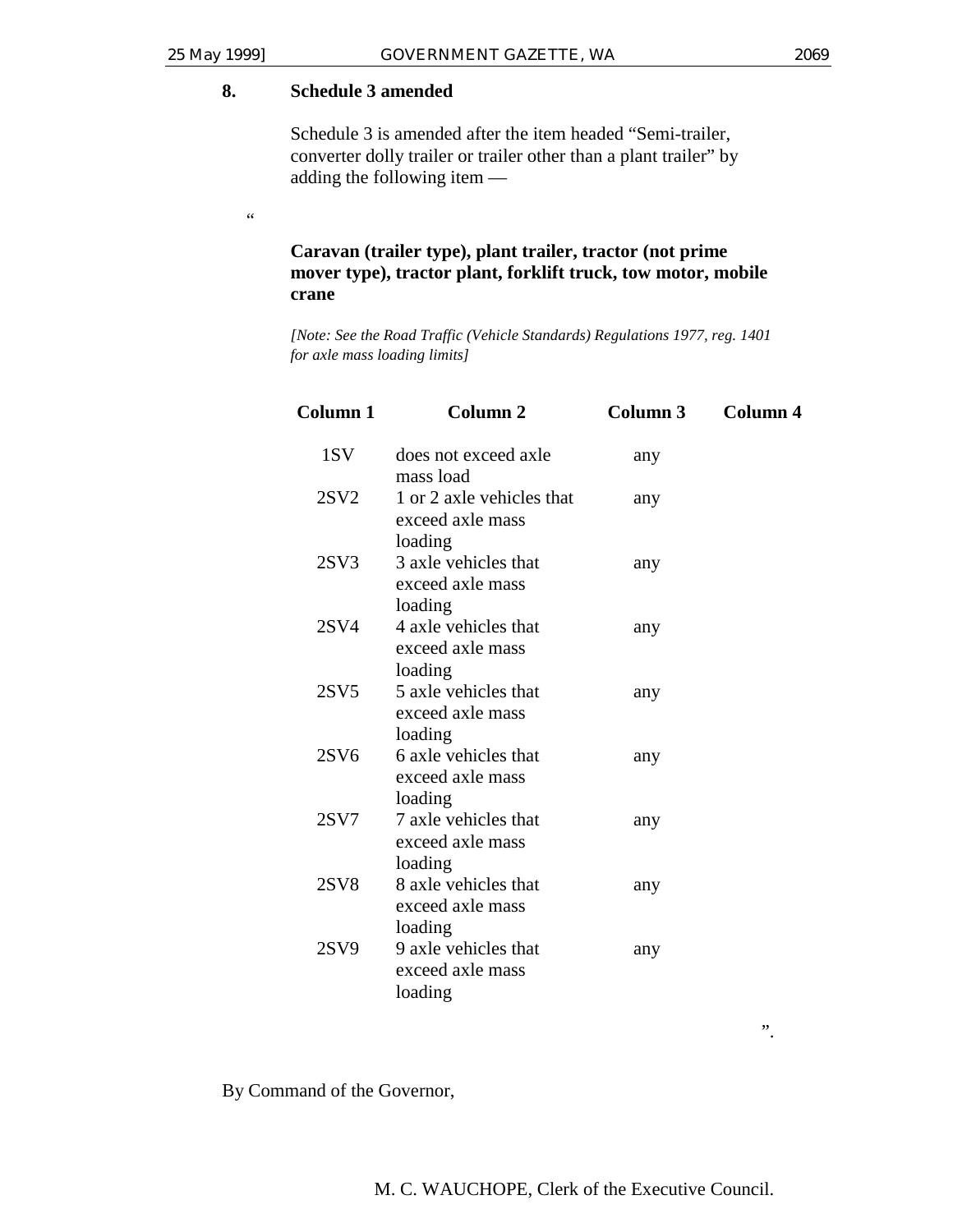**8. Schedule 3 amended**

Schedule 3 is amended after the item headed "Semi-trailer, converter dolly trailer or trailer other than a plant trailer" by adding the following item —

"

**Caravan (trailer type), plant trailer, tractor (not prime mover type), tractor plant, forklift truck, tow motor, mobile crane**

*[Note: See the Road Traffic (Vehicle Standards) Regulations 1977, reg. 1401 for axle mass loading limits]*

| Column 1 | Column 2 | Column 3 | Column 4 |
|---|---|---|---|
| 1SV | does not exceed axle mass load | any | |
| 2SV2 | 1 or 2 axle vehicles that exceed axle mass loading | any | |
| 2SV3 | 3 axle vehicles that exceed axle mass loading | any | |
| 2SV4 | 4 axle vehicles that exceed axle mass loading | any | |
| 2SV5 | 5 axle vehicles that exceed axle mass loading | any | |
| 2SV6 | 6 axle vehicles that exceed axle mass loading | any | |
| 2SV7 | 7 axle vehicles that exceed axle mass loading | any | |
| 2SV8 | 8 axle vehicles that exceed axle mass loading | any | |
| 2SV9 | 9 axle vehicles that exceed axle mass loading | any | |

".

By Command of the Governor,

M. C. WAUCHOPE, Clerk of the Executive Council.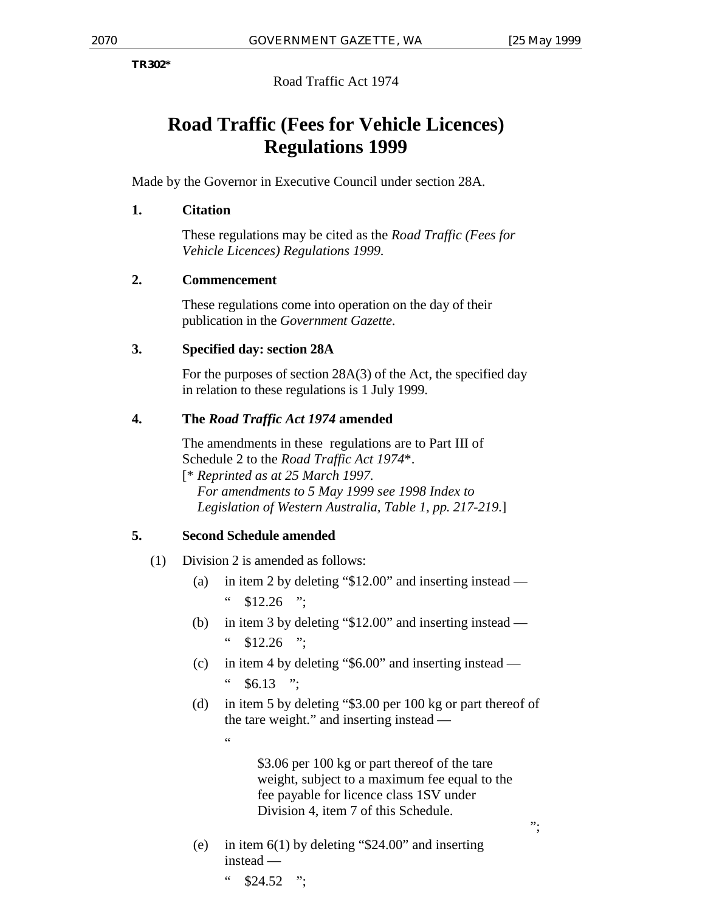TR302*

Road Traffic Act 1974

# Road Traffic (Fees for Vehicle Licences) Regulations 1999

Made by the Governor in Executive Council under section 28A.

**1. Citation**

These regulations may be cited as the *Road Traffic (Fees for Vehicle Licences) Regulations 1999*.

**2. Commencement**

These regulations come into operation on the day of their publication in the *Government Gazette*.

**3. Specified day: section 28A**

For the purposes of section 28A(3) of the Act, the specified day in relation to these regulations is 1 July 1999.

**4. The *Road Traffic Act 1974* amended**

The amendments in these regulations are to Part III of Schedule 2 to the *Road Traffic Act 1974*\*.

[\* *Reprinted as at 25 March 1997.*
*For amendments to 5 May 1999 see 1998 Index to Legislation of Western Australia, Table 1, pp. 217-219.*]

**5. Second Schedule amended**

(1) Division 2 is amended as follows:

(a) in item 2 by deleting "$12.00" and inserting instead —

" $12.26 ";

(b) in item 3 by deleting "$12.00" and inserting instead —

" $12.26 ";

(c) in item 4 by deleting "$6.00" and inserting instead —

" $6.13 ";

(d) in item 5 by deleting "$3.00 per 100 kg or part thereof of the tare weight." and inserting instead —

"

$3.06 per 100 kg or part thereof of the tare weight, subject to a maximum fee equal to the fee payable for licence class 1SV under Division 4, item 7 of this Schedule.

";

(e) in item 6(1) by deleting "$24.00" and inserting instead —

" $24.52 ";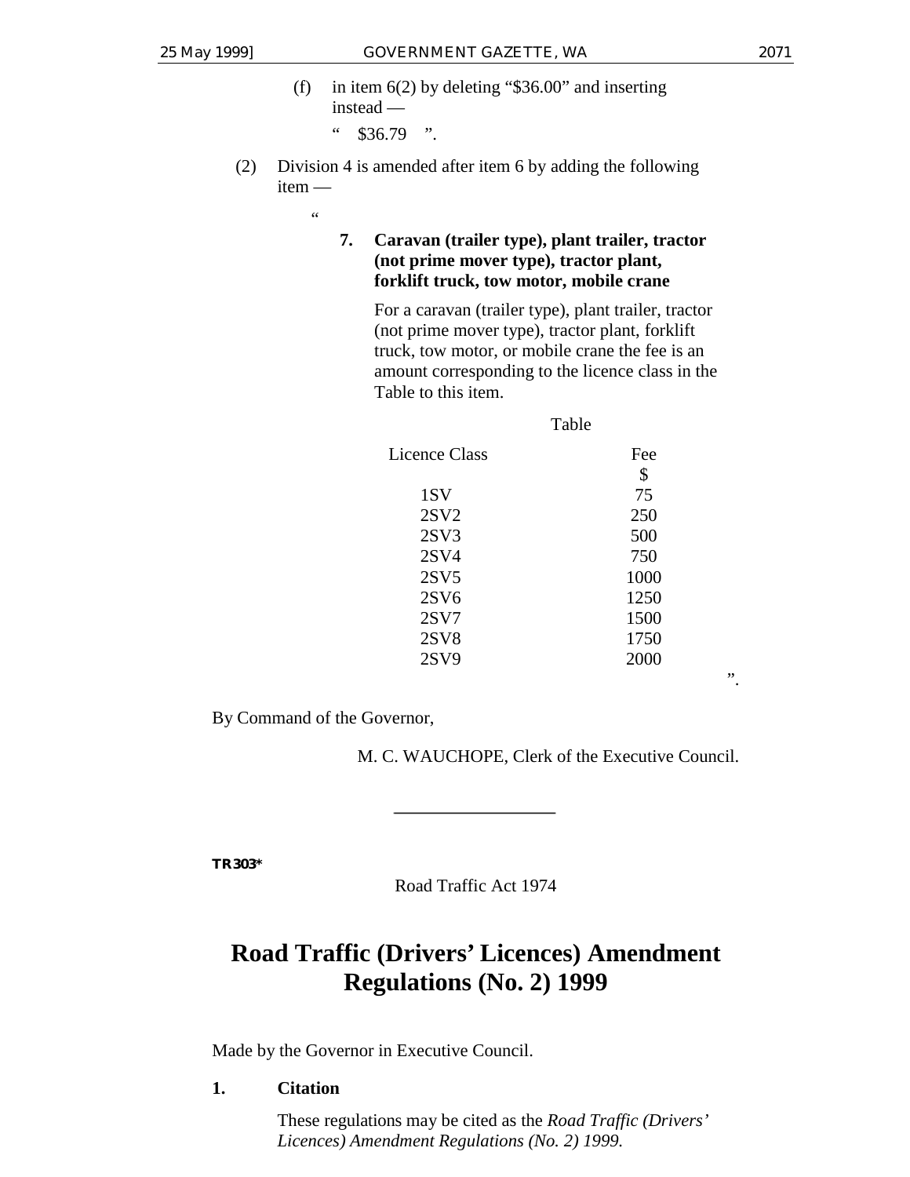(f) in item 6(2) by deleting "$36.00" and inserting instead —

" $36.79 ".

(2) Division 4 is amended after item 6 by adding the following item —

"

**7. Caravan (trailer type), plant trailer, tractor (not prime mover type), tractor plant, forklift truck, tow motor, mobile crane**

For a caravan (trailer type), plant trailer, tractor (not prime mover type), tractor plant, forklift truck, tow motor, or mobile crane the fee is an amount corresponding to the licence class in the Table to this item.

Table

| Licence Class | Fee $ |
|---|---|
| 1SV | 75 |
| 2SV2 | 250 |
| 2SV3 | 500 |
| 2SV4 | 750 |
| 2SV5 | 1000 |
| 2SV6 | 1250 |
| 2SV7 | 1500 |
| 2SV8 | 1750 |
| 2SV9 | 2000 |

".

By Command of the Governor,

M. C. WAUCHOPE, Clerk of the Executive Council.

---

**TR303***

Road Traffic Act 1974

# Road Traffic (Drivers' Licences) Amendment Regulations (No. 2) 1999

Made by the Governor in Executive Council.

**1. Citation**

These regulations may be cited as the *Road Traffic (Drivers' Licences) Amendment Regulations (No. 2) 1999.*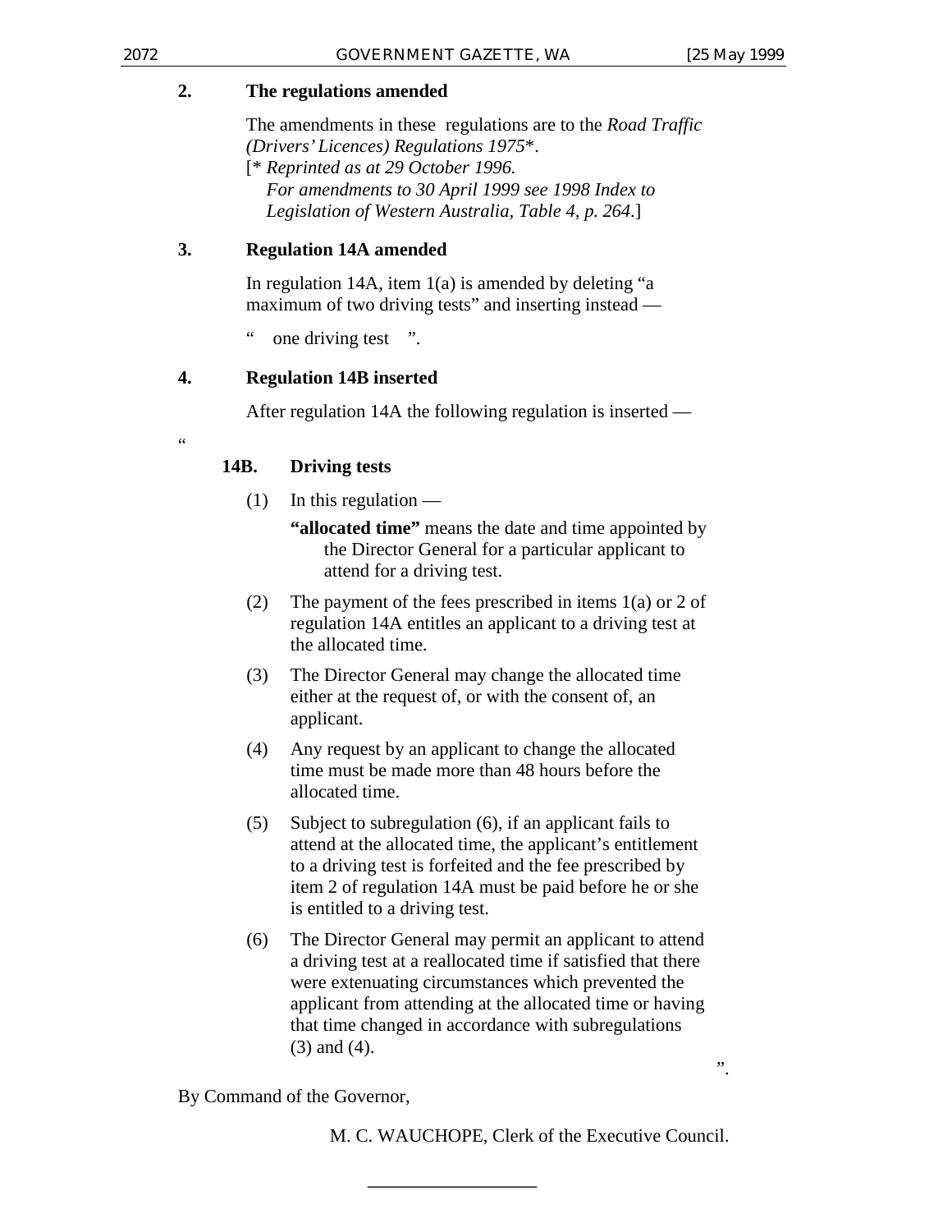### 2. The regulations amended

The amendments in these regulations are to the *Road Traffic (Drivers' Licences) Regulations 1975*\*.

[\* *Reprinted as at 29 October 1996.*
*For amendments to 30 April 1999 see 1998 Index to Legislation of Western Australia, Table 4, p. 264*.]

### 3. Regulation 14A amended

In regulation 14A, item 1(a) is amended by deleting "a maximum of two driving tests" and inserting instead —

" one driving test ".

### 4. Regulation 14B inserted

After regulation 14A the following regulation is inserted —

"

**14B. Driving tests**

(1) In this regulation —

**"allocated time"** means the date and time appointed by the Director General for a particular applicant to attend for a driving test.

(2) The payment of the fees prescribed in items 1(a) or 2 of regulation 14A entitles an applicant to a driving test at the allocated time.

(3) The Director General may change the allocated time either at the request of, or with the consent of, an applicant.

(4) Any request by an applicant to change the allocated time must be made more than 48 hours before the allocated time.

(5) Subject to subregulation (6), if an applicant fails to attend at the allocated time, the applicant's entitlement to a driving test is forfeited and the fee prescribed by item 2 of regulation 14A must be paid before he or she is entitled to a driving test.

(6) The Director General may permit an applicant to attend a driving test at a reallocated time if satisfied that there were extenuating circumstances which prevented the applicant from attending at the allocated time or having that time changed in accordance with subregulations (3) and (4).

".

By Command of the Governor,

M. C. WAUCHOPE, Clerk of the Executive Council.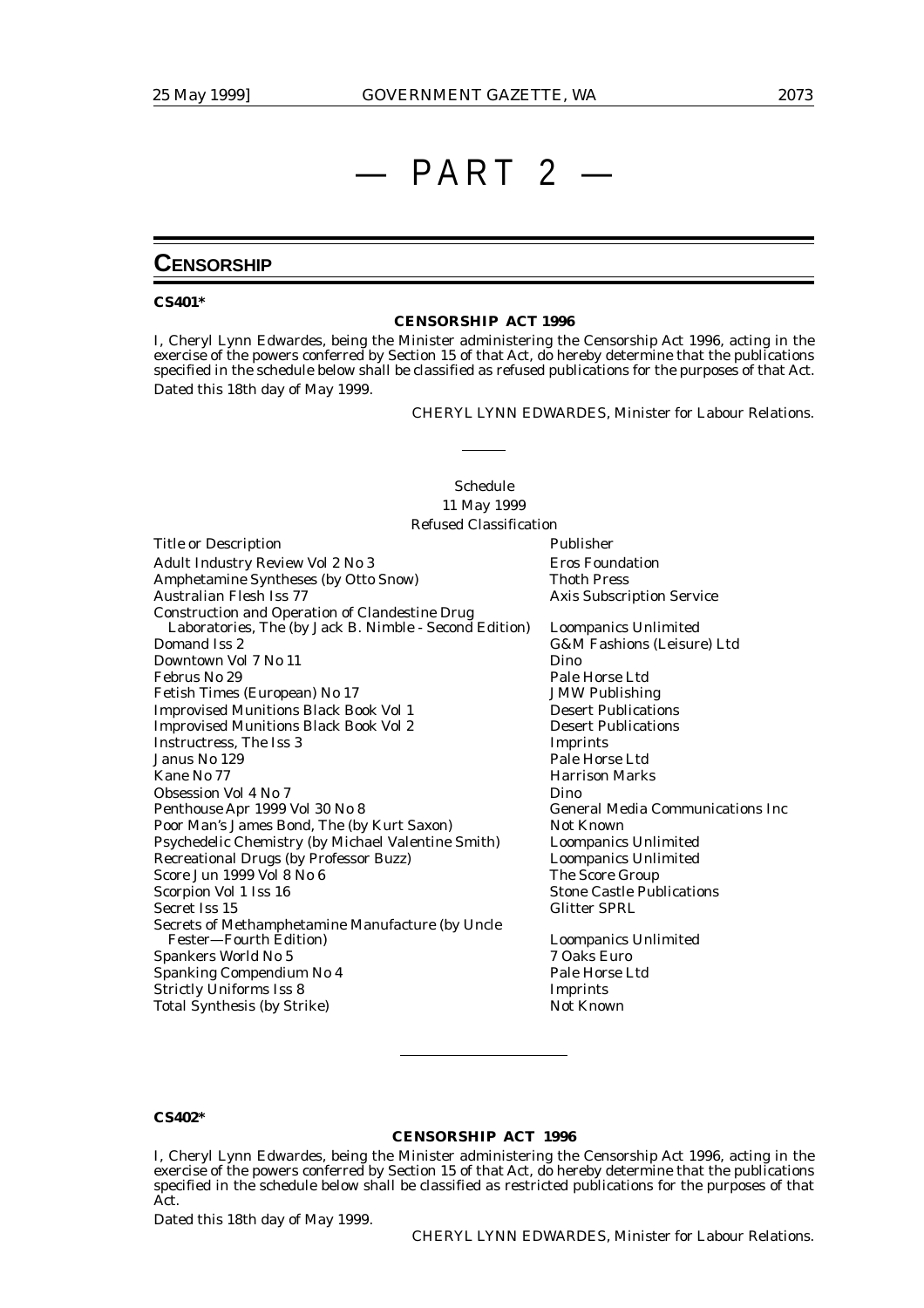# — PART 2 —

## CENSORSHIP

**CS401***

**CENSORSHIP ACT 1996**

I, Cheryl Lynn Edwardes, being the Minister administering the Censorship Act 1996, acting in the exercise of the powers conferred by Section 15 of that Act, do hereby determine that the publications specified in the schedule below shall be classified as refused publications for the purposes of that Act.

Dated this 18th day of May 1999.

CHERYL LYNN EDWARDES, Minister for Labour Relations.

---

Schedule
11 May 1999
Refused Classification

| Title or Description | Publisher |
|---|---|
| Adult Industry Review Vol 2 No 3 | Eros Foundation |
| Amphetamine Syntheses (by Otto Snow) | Thoth Press |
| Australian Flesh Iss 77 | Axis Subscription Service |
| Construction and Operation of Clandestine Drug Laboratories, The (by Jack B. Nimble - Second Edition) | Loompanics Unlimited |
| Domand Iss 2 | G&M Fashions (Leisure) Ltd |
| Downtown Vol 7 No 11 | Dino |
| Februs No 29 | Pale Horse Ltd |
| Fetish Times (European) No 17 | JMW Publishing |
| Improvised Munitions Black Book Vol 1 | Desert Publications |
| Improvised Munitions Black Book Vol 2 | Desert Publications |
| Instructress, The Iss 3 | Imprints |
| Janus No 129 | Pale Horse Ltd |
| Kane No 77 | Harrison Marks |
| Obsession Vol 4 No 7 | Dino |
| Penthouse Apr 1999 Vol 30 No 8 | General Media Communications Inc |
| Poor Man's James Bond, The (by Kurt Saxon) | Not Known |
| Psychedelic Chemistry (by Michael Valentine Smith) | Loompanics Unlimited |
| Recreational Drugs (by Professor Buzz) | Loompanics Unlimited |
| Score Jun 1999 Vol 8 No 6 | The Score Group |
| Scorpion Vol 1 Iss 16 | Stone Castle Publications |
| Secret Iss 15 | Glitter SPRL |
| Secrets of Methamphetamine Manufacture (by Uncle Fester—Fourth Edition) | Loompanics Unlimited |
| Spankers World No 5 | 7 Oaks Euro |
| Spanking Compendium No 4 | Pale Horse Ltd |
| Strictly Uniforms Iss 8 | Imprints |
| Total Synthesis (by Strike) | Not Known |

---

**CS402***

**CENSORSHIP ACT 1996**

I, Cheryl Lynn Edwardes, being the Minister administering the Censorship Act 1996, acting in the exercise of the powers conferred by Section 15 of that Act, do hereby determine that the publications specified in the schedule below shall be classified as restricted publications for the purposes of that Act.

Dated this 18th day of May 1999.

CHERYL LYNN EDWARDES, Minister for Labour Relations.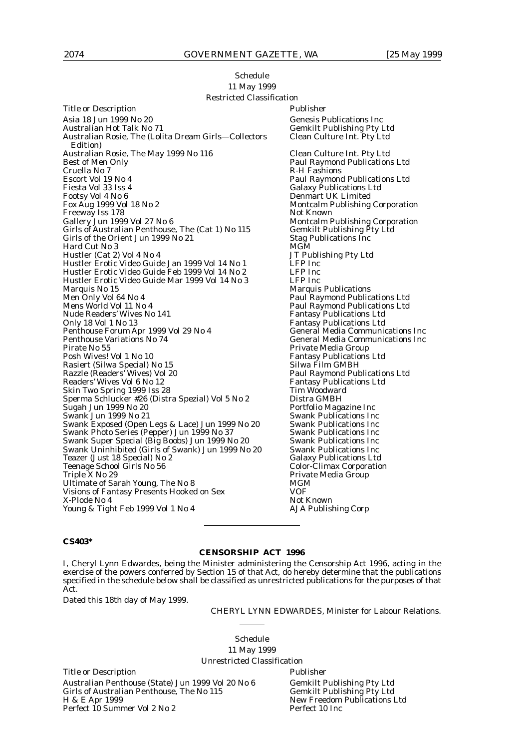Schedule

11 May 1999

Restricted Classification

| Title or Description | Publisher |
|---|---|
| Asia 18 Jun 1999 No 20 | Genesis Publications Inc |
| Australian Hot Talk No 71 | Gemkilt Publishing Pty Ltd |
| Australian Rosie, The (Lolita Dream Girls—Collectors Edition) | Clean Culture Int. Pty Ltd |
| Australian Rosie, The May 1999 No 116 | Clean Culture Int. Pty Ltd |
| Best of Men Only | Paul Raymond Publications Ltd |
| Cruella No 7 | R-H Fashions |
| Escort Vol 19 No 4 | Paul Raymond Publications Ltd |
| Fiesta Vol 33 Iss 4 | Galaxy Publications Ltd |
| Footsy Vol 4 No 6 | Denmart UK Limited |
| Fox Aug 1999 Vol 18 No 2 | Montcalm Publishing Corporation |
| Freeway Iss 178 | Not Known |
| Gallery Jun 1999 Vol 27 No 6 | Montcalm Publishing Corporation |
| Girls of Australian Penthouse, The (Cat 1) No 115 | Gemkilt Publishing Pty Ltd |
| Girls of the Orient Jun 1999 No 21 | Stag Publications Inc |
| Hard Cut No 3 | MGM |
| Hustler (Cat 2) Vol 4 No 4 | JT Publishing Pty Ltd |
| Hustler Erotic Video Guide Jan 1999 Vol 14 No 1 | LFP Inc |
| Hustler Erotic Video Guide Feb 1999 Vol 14 No 2 | LFP Inc |
| Hustler Erotic Video Guide Mar 1999 Vol 14 No 3 | LFP Inc |
| Marquis No 15 | Marquis Publications |
| Men Only Vol 64 No 4 | Paul Raymond Publications Ltd |
| Mens World Vol 11 No 4 | Paul Raymond Publications Ltd |
| Nude Readers' Wives No 141 | Fantasy Publications Ltd |
| Only 18 Vol 1 No 13 | Fantasy Publications Ltd |
| Penthouse Forum Apr 1999 Vol 29 No 4 | General Media Communications Inc |
| Penthouse Variations No 74 | General Media Communications Inc |
| Pirate No 55 | Private Media Group |
| Posh Wives! Vol 1 No 10 | Fantasy Publications Ltd |
| Rasiert (Silwa Special) No 15 | Silwa Film GMBH |
| Razzle (Readers' Wives) Vol 20 | Paul Raymond Publications Ltd |
| Readers' Wives Vol 6 No 12 | Fantasy Publications Ltd |
| Skin Two Spring 1999 Iss 28 | Tim Woodward |
| Sperma Schlucker #26 (Distra Spezial) Vol 5 No 2 | Distra GMBH |
| Sugah Jun 1999 No 20 | Portfolio Magazine Inc |
| Swank Jun 1999 No 21 | Swank Publications Inc |
| Swank Exposed (Open Legs & Lace) Jun 1999 No 20 | Swank Publications Inc |
| Swank Photo Series (Pepper) Jun 1999 No 37 | Swank Publications Inc |
| Swank Super Special (Big Boobs) Jun 1999 No 20 | Swank Publications Inc |
| Swank Uninhibited (Girls of Swank) Jun 1999 No 20 | Swank Publications Inc |
| Teazer (Just 18 Special) No 2 | Galaxy Publications Ltd |
| Teenage School Girls No 56 | Color-Climax Corporation |
| Triple X No 29 | Private Media Group |
| Ultimate of Sarah Young, The No 8 | MGM |
| Visions of Fantasy Presents Hooked on Sex | VOF |
| X-Plode No 4 | Not Known |
| Young & Tight Feb 1999 Vol 1 No 4 | AJA Publishing Corp |

---

**CS403***

## CENSORSHIP ACT 1996

I, Cheryl Lynn Edwardes, being the Minister administering the Censorship Act 1996, acting in the exercise of the powers conferred by Section 15 of that Act, do hereby determine that the publications specified in the schedule below shall be classified as unrestricted publications for the purposes of that Act.

Dated this 18th day of May 1999.

CHERYL LYNN EDWARDES, Minister for Labour Relations.

---

Schedule

11 May 1999

Unrestricted Classification

| Title or Description | Publisher |
|---|---|
| Australian Penthouse (State) Jun 1999 Vol 20 No 6 | Gemkilt Publishing Pty Ltd |
| Girls of Australian Penthouse, The No 115 | Gemkilt Publishing Pty Ltd |
| H & E Apr 1999 | New Freedom Publications Ltd |
| Perfect 10 Summer Vol 2 No 2 | Perfect 10 Inc |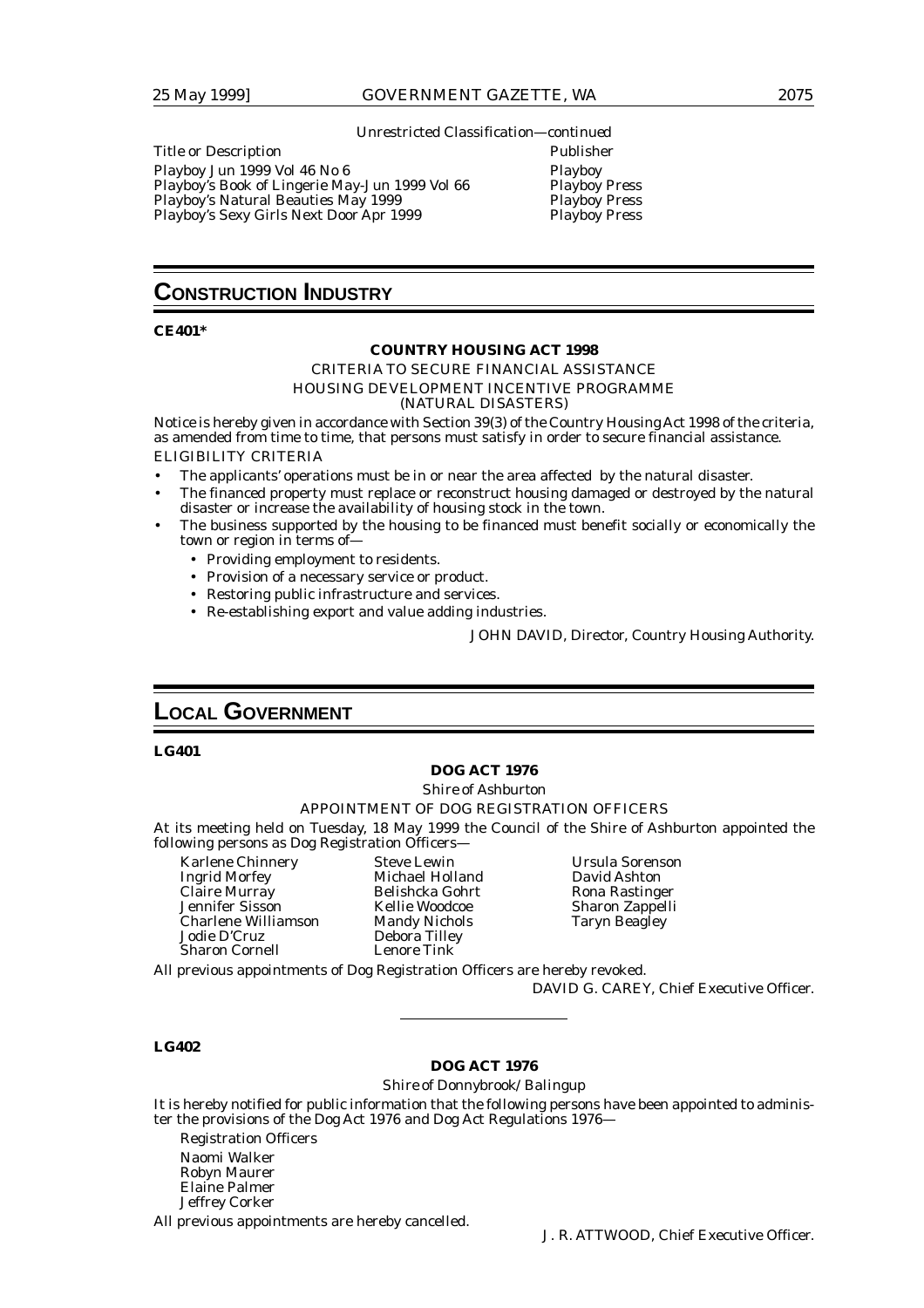*Unrestricted Classification—continued*

| Title or Description | Publisher |
|---|---|
| Playboy Jun 1999 Vol 46 No 6 | Playboy |
| Playboy's Book of Lingerie May-Jun 1999 Vol 66 | Playboy Press |
| Playboy's Natural Beauties May 1999 | Playboy Press |
| Playboy's Sexy Girls Next Door Apr 1999 | Playboy Press |

# CONSTRUCTION INDUSTRY

**CE401***

**COUNTRY HOUSING ACT 1998**

CRITERIA TO SECURE FINANCIAL ASSISTANCE

HOUSING DEVELOPMENT INCENTIVE PROGRAMME

(NATURAL DISASTERS)

Notice is hereby given in accordance with Section 39(3) of the Country Housing Act 1998 of the criteria, as amended from time to time, that persons must satisfy in order to secure financial assistance.

ELIGIBILITY CRITERIA

- The applicants' operations must be in or near the area affected by the natural disaster.
- The financed property must replace or reconstruct housing damaged or destroyed by the natural disaster or increase the availability of housing stock in the town.
- The business supported by the housing to be financed must benefit socially or economically the town or region in terms of—
  - Providing employment to residents.
  - Provision of a necessary service or product.
  - Restoring public infrastructure and services.
  - Re-establishing export and value adding industries.

JOHN DAVID, Director, Country Housing Authority.

# LOCAL GOVERNMENT

**LG401**

**DOG ACT 1976**

*Shire of Ashburton*

APPOINTMENT OF DOG REGISTRATION OFFICERS

At its meeting held on Tuesday, 18 May 1999 the Council of the Shire of Ashburton appointed the following persons as Dog Registration Officers—

Karlene Chinnery
Ingrid Morfey
Claire Murray
Jennifer Sisson
Charlene Williamson
Jodie D'Cruz
Sharon Cornell
Steve Lewin
Michael Holland
Belishcka Gohrt
Kellie Woodcoe
Mandy Nichols
Debora Tilley
Lenore Tink
Ursula Sorenson
David Ashton
Rona Rastinger
Sharon Zappelli
Taryn Beagley

All previous appointments of Dog Registration Officers are hereby revoked.

DAVID G. CAREY, Chief Executive Officer.

---

**LG402**

**DOG ACT 1976**

*Shire of Donnybrook/Balingup*

It is hereby notified for public information that the following persons have been appointed to administer the provisions of the Dog Act 1976 and Dog Act Regulations 1976—

Registration Officers

Naomi Walker
Robyn Maurer
Elaine Palmer
Jeffrey Corker

All previous appointments are hereby cancelled.

J. R. ATTWOOD, Chief Executive Officer.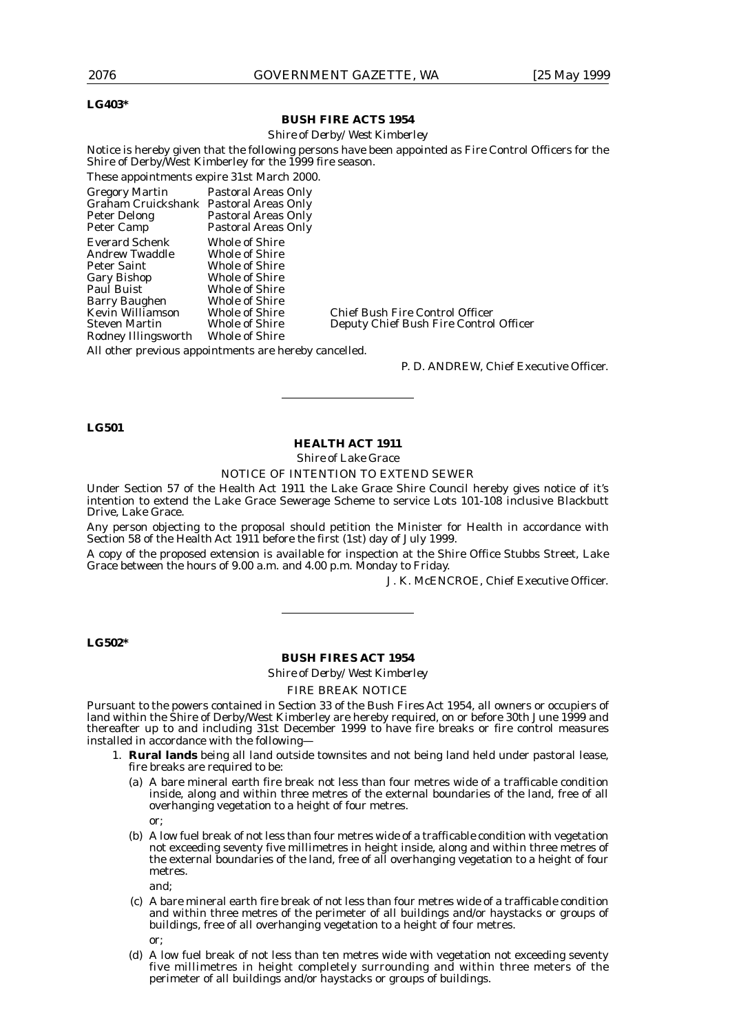**LG403***

## BUSH FIRE ACTS 1954

*Shire of Derby/West Kimberley*

Notice is hereby given that the following persons have been appointed as Fire Control Officers for the Shire of Derby/West Kimberley for the 1999 fire season.

These appointments expire 31st March 2000.

| | | |
|---|---|---|
| Gregory Martin | Pastoral Areas Only | |
| Graham Cruickshank | Pastoral Areas Only | |
| Peter Delong | Pastoral Areas Only | |
| Peter Camp | Pastoral Areas Only | |
| Everard Schenk | Whole of Shire | |
| Andrew Twaddle | Whole of Shire | |
| Peter Saint | Whole of Shire | |
| Gary Bishop | Whole of Shire | |
| Paul Buist | Whole of Shire | |
| Barry Baughen | Whole of Shire | |
| Kevin Williamson | Whole of Shire | Chief Bush Fire Control Officer |
| Steven Martin | Whole of Shire | Deputy Chief Bush Fire Control Officer |
| Rodney Illingsworth | Whole of Shire | |

All other previous appointments are hereby cancelled.

P. D. ANDREW, Chief Executive Officer.

---

**LG501**

## HEALTH ACT 1911

Shire of Lake Grace

NOTICE OF INTENTION TO EXTEND SEWER

Under Section 57 of the Health Act 1911 the Lake Grace Shire Council hereby gives notice of it's intention to extend the Lake Grace Sewerage Scheme to service Lots 101-108 inclusive Blackbutt Drive, Lake Grace.

Any person objecting to the proposal should petition the Minister for Health in accordance with Section 58 of the Health Act 1911 before the first (1st) day of July 1999.

A copy of the proposed extension is available for inspection at the Shire Office Stubbs Street, Lake Grace between the hours of 9.00 a.m. and 4.00 p.m. Monday to Friday.

J. K. McENCROE, Chief Executive Officer.

---

**LG502***

## BUSH FIRES ACT 1954

*Shire of Derby/West Kimberley*

FIRE BREAK NOTICE

Pursuant to the powers contained in Section 33 of the Bush Fires Act 1954, all owners or occupiers of land within the Shire of Derby/West Kimberley are hereby required, on or before 30th June 1999 and thereafter up to and including 31st December 1999 to have fire breaks or fire control measures installed in accordance with the following—

1. **Rural lands** being all land outside townsites and not being land held under pastoral lease, fire breaks are required to be:
   - (a) A bare mineral earth fire break not less than four metres wide of a trafficable condition inside, along and within three metres of the external boundaries of the land, free of all overhanging vegetation to a height of four metres.

     or;
   - (b) A low fuel break of not less than four metres wide of a trafficable condition with vegetation not exceeding seventy five millimetres in height inside, along and within three metres of the external boundaries of the land, free of all overhanging vegetation to a height of four metres.

     and;
   - (c) A bare mineral earth fire break of not less than four metres wide of a trafficable condition and within three metres of the perimeter of all buildings and/or haystacks or groups of buildings, free of all overhanging vegetation to a height of four metres.

     or;
   - (d) A low fuel break of not less than ten metres wide with vegetation not exceeding seventy five millimetres in height completely surrounding and within three meters of the perimeter of all buildings and/or haystacks or groups of buildings.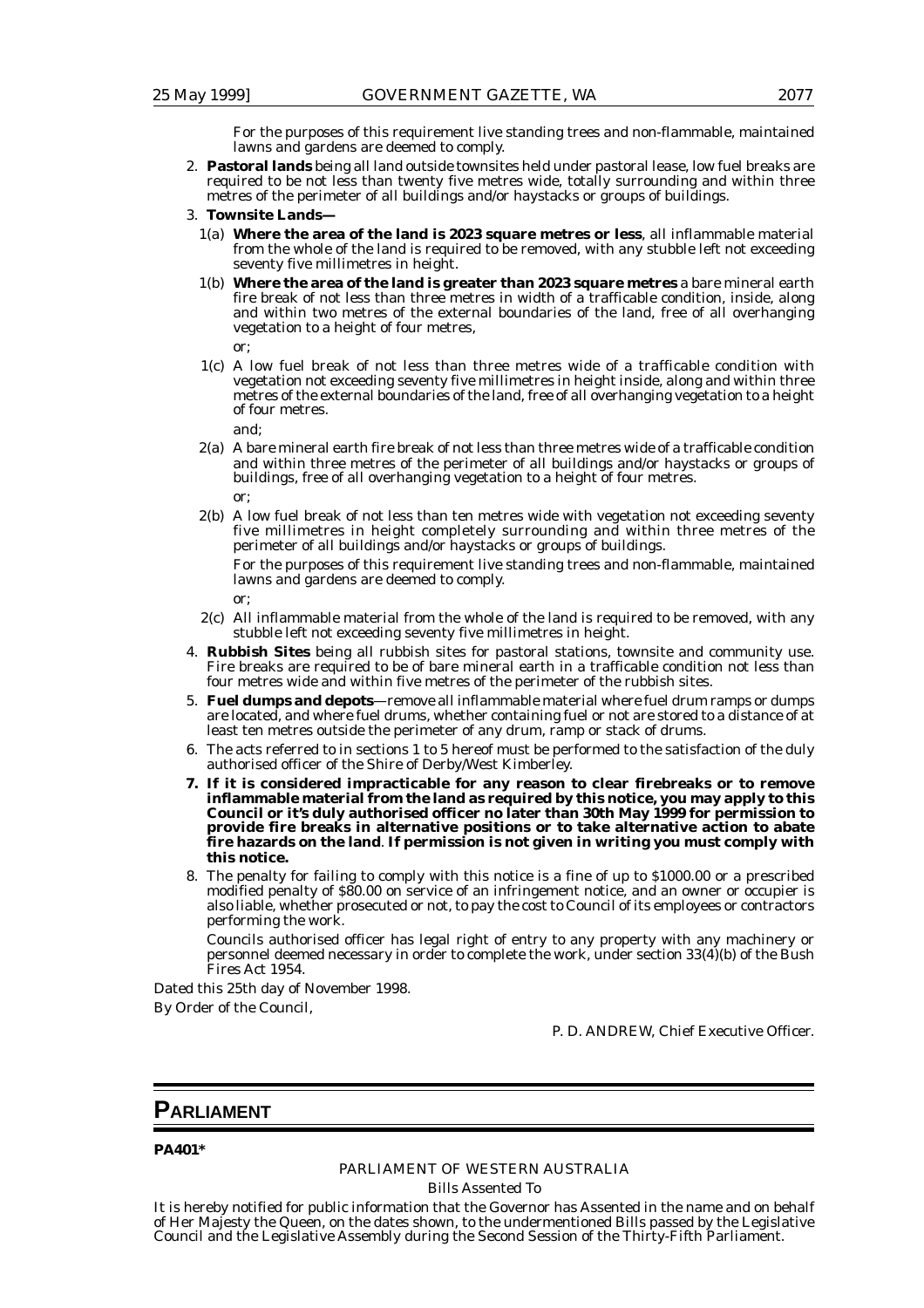For the purposes of this requirement live standing trees and non-flammable, maintained lawns and gardens are deemed to comply.

2. **Pastoral lands** being all land outside townsites held under pastoral lease, low fuel breaks are required to be not less than twenty five metres wide, totally surrounding and within three metres of the perimeter of all buildings and/or haystacks or groups of buildings.

3. **Townsite Lands—**

   1(a) **Where the area of the land is 2023 square metres or less**, all inflammable material from the whole of the land is required to be removed, with any stubble left not exceeding seventy five millimetres in height.

   1(b) **Where the area of the land is greater than 2023 square metres** a bare mineral earth fire break of not less than three metres in width of a trafficable condition, inside, along and within two metres of the external boundaries of the land, free of all overhanging vegetation to a height of four metres,

   or;

   1(c) A low fuel break of not less than three metres wide of a trafficable condition with vegetation not exceeding seventy five millimetres in height inside, along and within three metres of the external boundaries of the land, free of all overhanging vegetation to a height of four metres.

   and;

   2(a) A bare mineral earth fire break of not less than three metres wide of a trafficable condition and within three metres of the perimeter of all buildings and/or haystacks or groups of buildings, free of all overhanging vegetation to a height of four metres.

   or;

   2(b) A low fuel break of not less than ten metres wide with vegetation not exceeding seventy five millimetres in height completely surrounding and within three metres of the perimeter of all buildings and/or haystacks or groups of buildings.

   For the purposes of this requirement live standing trees and non-flammable, maintained lawns and gardens are deemed to comply.

   or;

   2(c) All inflammable material from the whole of the land is required to be removed, with any stubble left not exceeding seventy five millimetres in height.

4. **Rubbish Sites** being all rubbish sites for pastoral stations, townsite and community use. Fire breaks are required to be of bare mineral earth in a trafficable condition not less than four metres wide and within five metres of the perimeter of the rubbish sites.

5. **Fuel dumps and depots**—remove all inflammable material where fuel drum ramps or dumps are located, and where fuel drums, whether containing fuel or not are stored to a distance of at least ten metres outside the perimeter of any drum, ramp or stack of drums.

6. The acts referred to in sections 1 to 5 hereof must be performed to the satisfaction of the duly authorised officer of the Shire of Derby/West Kimberley.

7. **If it is considered impracticable for any reason to clear firebreaks or to remove inflammable material from the land as required by this notice, you may apply to this Council or it's duly authorised officer no later than 30th May 1999 for permission to provide fire breaks in alternative positions or to take alternative action to abate fire hazards on the land**. **If permission is not given in writing you must comply with this notice.**

8. The penalty for failing to comply with this notice is a fine of up to $1000.00 or a prescribed modified penalty of $80.00 on service of an infringement notice, and an owner or occupier is also liable, whether prosecuted or not, to pay the cost to Council of its employees or contractors performing the work.

   Councils authorised officer has legal right of entry to any property with any machinery or personnel deemed necessary in order to complete the work, under section 33(4)(b) of the Bush Fires Act 1954.

Dated this 25th day of November 1998.

By Order of the Council,

P. D. ANDREW, Chief Executive Officer.

# PARLIAMENT

**PA401\***

PARLIAMENT OF WESTERN AUSTRALIA

Bills Assented To

It is hereby notified for public information that the Governor has Assented in the name and on behalf of Her Majesty the Queen, on the dates shown, to the undermentioned Bills passed by the Legislative Council and the Legislative Assembly during the Second Session of the Thirty-Fifth Parliament.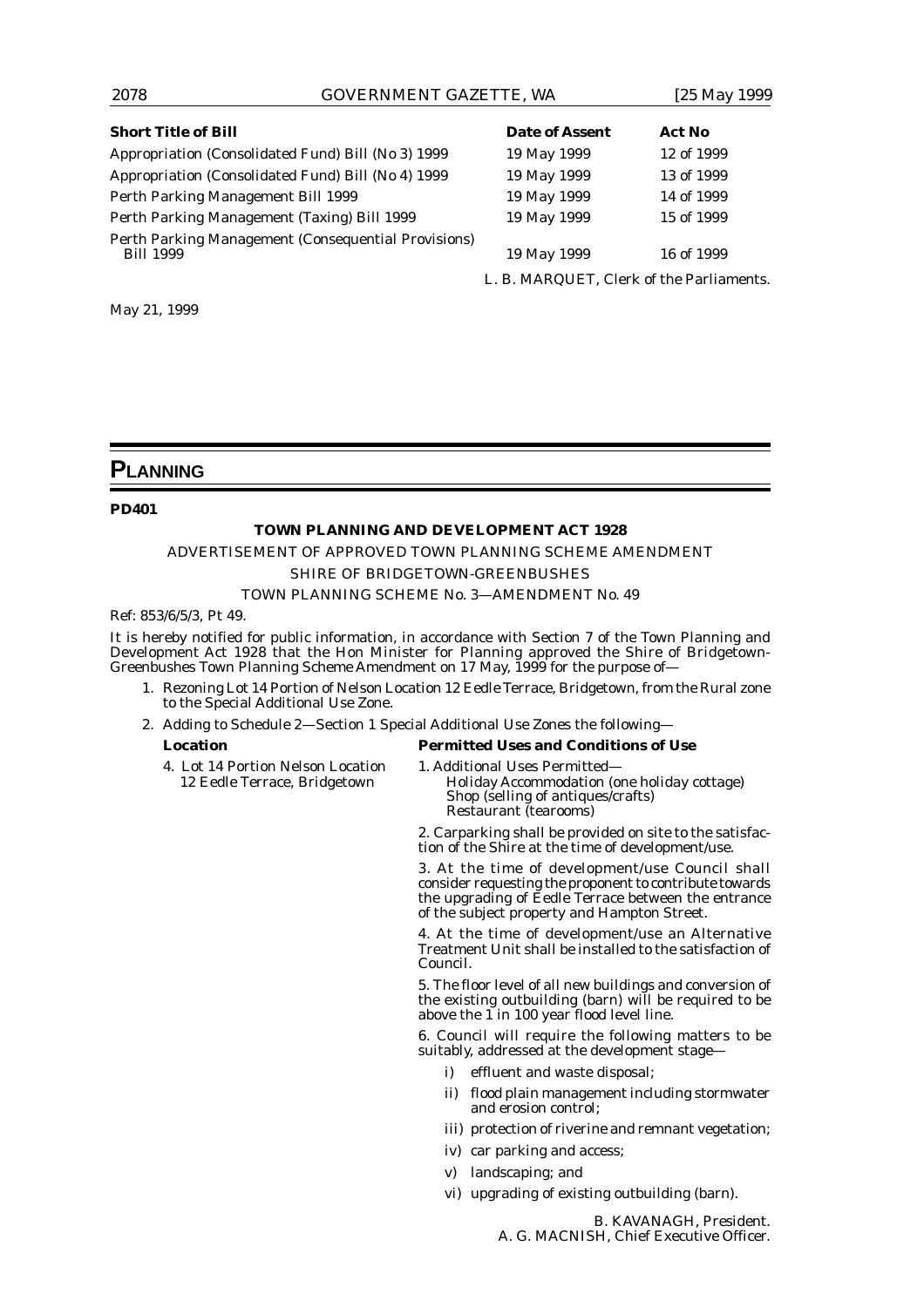| Short Title of Bill | Date of Assent | Act No |
|---|---|---|
| Appropriation (Consolidated Fund) Bill (No 3) 1999 | 19 May 1999 | 12 of 1999 |
| Appropriation (Consolidated Fund) Bill (No 4) 1999 | 19 May 1999 | 13 of 1999 |
| Perth Parking Management Bill 1999 | 19 May 1999 | 14 of 1999 |
| Perth Parking Management (Taxing) Bill 1999 | 19 May 1999 | 15 of 1999 |
| Perth Parking Management (Consequential Provisions) Bill 1999 | 19 May 1999 | 16 of 1999 |

L. B. MARQUET, Clerk of the Parliaments.

May 21, 1999

# PLANNING

**PD401**

**TOWN PLANNING AND DEVELOPMENT ACT 1928**

ADVERTISEMENT OF APPROVED TOWN PLANNING SCHEME AMENDMENT

SHIRE OF BRIDGETOWN-GREENBUSHES

TOWN PLANNING SCHEME No. 3—AMENDMENT No. 49

Ref: 853/6/5/3, Pt 49.

It is hereby notified for public information, in accordance with Section 7 of the Town Planning and Development Act 1928 that the Hon Minister for Planning approved the Shire of Bridgetown-Greenbushes Town Planning Scheme Amendment on 17 May, 1999 for the purpose of—

1. Rezoning Lot 14 Portion of Nelson Location 12 Eedle Terrace, Bridgetown, from the Rural zone to the Special Additional Use Zone.
2. Adding to Schedule 2—Section 1 Special Additional Use Zones the following—

| Location | Permitted Uses and Conditions of Use |
|---|---|
| 4. Lot 14 Portion Nelson Location 12 Eedle Terrace, Bridgetown | 1. Additional Uses Permitted—<br>Holiday Accommodation (one holiday cottage)<br>Shop (selling of antiques/crafts)<br>Restaurant (tearooms)<br><br>2. Carparking shall be provided on site to the satisfaction of the Shire at the time of development/use.<br><br>3. At the time of development/use Council shall consider requesting the proponent to contribute towards the upgrading of Eedle Terrace between the entrance of the subject property and Hampton Street.<br><br>4. At the time of development/use an Alternative Treatment Unit shall be installed to the satisfaction of Council.<br><br>5. The floor level of all new buildings and conversion of the existing outbuilding (barn) will be required to be above the 1 in 100 year flood level line.<br><br>6. Council will require the following matters to be suitably, addressed at the development stage—<br>i) effluent and waste disposal;<br>ii) flood plain management including stormwater and erosion control;<br>iii) protection of riverine and remnant vegetation;<br>iv) car parking and access;<br>v) landscaping; and<br>vi) upgrading of existing outbuilding (barn). |

B. KAVANAGH, President.

A. G. MACNISH, Chief Executive Officer.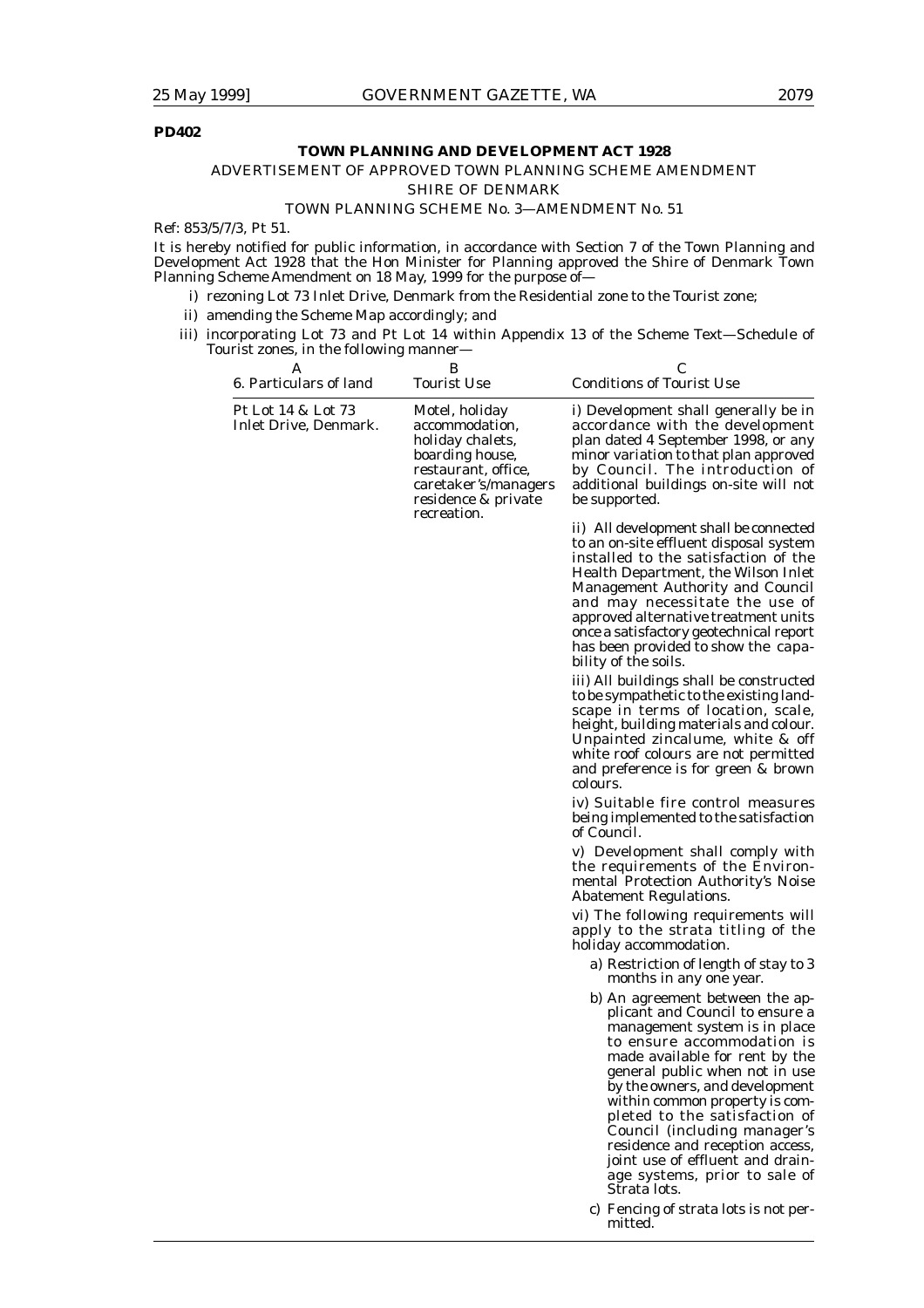**PD402**

**TOWN PLANNING AND DEVELOPMENT ACT 1928**

ADVERTISEMENT OF APPROVED TOWN PLANNING SCHEME AMENDMENT

SHIRE OF DENMARK

TOWN PLANNING SCHEME No. 3—AMENDMENT No. 51

Ref: 853/5/7/3, Pt 51.

It is hereby notified for public information, in accordance with Section 7 of the Town Planning and Development Act 1928 that the Hon Minister for Planning approved the Shire of Denmark Town Planning Scheme Amendment on 18 May, 1999 for the purpose of—

i) rezoning Lot 73 Inlet Drive, Denmark from the Residential zone to the Tourist zone;

ii) amending the Scheme Map accordingly; and

iii) incorporating Lot 73 and Pt Lot 14 within Appendix 13 of the Scheme Text—Schedule of Tourist zones, in the following manner—

| A<br>6. Particulars of land | B<br>Tourist Use | C<br>Conditions of Tourist Use |
|---|---|---|
| Pt Lot 14 & Lot 73 Inlet Drive, Denmark. | Motel, holiday accommodation, holiday chalets, boarding house, restaurant, office, caretaker's/managers residence & private recreation. | i) Development shall generally be in accordance with the development plan dated 4 September 1998, or any minor variation to that plan approved by Council. The introduction of additional buildings on-site will not be supported.<br><br>ii) All development shall be connected to an on-site effluent disposal system installed to the satisfaction of the Health Department, the Wilson Inlet Management Authority and Council and may necessitate the use of approved alternative treatment units once a satisfactory geotechnical report has been provided to show the capability of the soils.<br><br>iii) All buildings shall be constructed to be sympathetic to the existing landscape in terms of location, scale, height, building materials and colour. Unpainted zincalume, white & off white roof colours are not permitted and preference is for green & brown colours.<br><br>iv) Suitable fire control measures being implemented to the satisfaction of Council.<br><br>v) Development shall comply with the requirements of the Environmental Protection Authority's Noise Abatement Regulations.<br><br>vi) The following requirements will apply to the strata titling of the holiday accommodation.<br><br>a) Restriction of length of stay to 3 months in any one year.<br><br>b) An agreement between the applicant and Council to ensure a management system is in place to ensure accommodation is made available for rent by the general public when not in use by the owners, and development within common property is completed to the satisfaction of Council (including manager's residence and reception access, joint use of effluent and drainage systems, prior to sale of Strata lots.<br><br>c) Fencing of strata lots is not permitted. |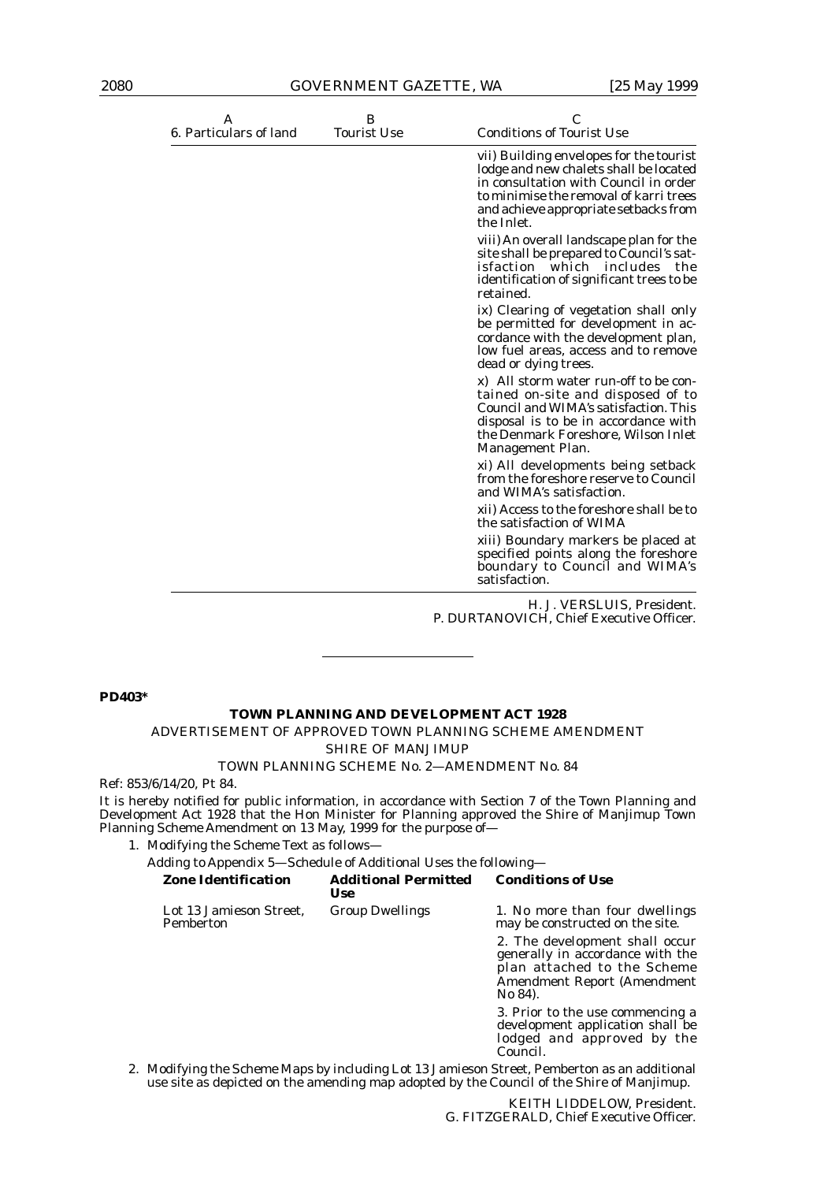| A<br>6. Particulars of land | B<br>Tourist Use | C<br>Conditions of Tourist Use |
|---|---|---|
| | | vii) Building envelopes for the tourist lodge and new chalets shall be located in consultation with Council in order to minimise the removal of karri trees and achieve appropriate setbacks from the Inlet. |
| | | viii) An overall landscape plan for the site shall be prepared to Council's satisfaction which includes the identification of significant trees to be retained. |
| | | ix) Clearing of vegetation shall only be permitted for development in accordance with the development plan, low fuel areas, access and to remove dead or dying trees. |
| | | x) All storm water run-off to be contained on-site and disposed of to Council and WIMA's satisfaction. This disposal is to be in accordance with the Denmark Foreshore, Wilson Inlet Management Plan. |
| | | xi) All developments being setback from the foreshore reserve to Council and WIMA's satisfaction. |
| | | xii) Access to the foreshore shall be to the satisfaction of WIMA |
| | | xiii) Boundary markers be placed at specified points along the foreshore boundary to Council and WIMA's satisfaction. |

H. J. VERSLUIS, President.
P. DURTANOVICH, Chief Executive Officer.

---

**PD403***

**TOWN PLANNING AND DEVELOPMENT ACT 1928**

ADVERTISEMENT OF APPROVED TOWN PLANNING SCHEME AMENDMENT

SHIRE OF MANJIMUP

TOWN PLANNING SCHEME No. 2—AMENDMENT No. 84

Ref: 853/6/14/20, Pt 84.

It is hereby notified for public information, in accordance with Section 7 of the Town Planning and Development Act 1928 that the Hon Minister for Planning approved the Shire of Manjimup Town Planning Scheme Amendment on 13 May, 1999 for the purpose of—

1. Modifying the Scheme Text as follows—

   Adding to Appendix 5—Schedule of Additional Uses the following—

| **Zone Identification** | **Additional Permitted Use** | **Conditions of Use** |
|---|---|---|
| Lot 13 Jamieson Street, Pemberton | Group Dwellings | 1. No more than four dwellings may be constructed on the site. |
| | | 2. The development shall occur generally in accordance with the plan attached to the Scheme Amendment Report (Amendment No 84). |
| | | 3. Prior to the use commencing a development application shall be lodged and approved by the Council. |

2. Modifying the Scheme Maps by including Lot 13 Jamieson Street, Pemberton as an additional use site as depicted on the amending map adopted by the Council of the Shire of Manjimup.

KEITH LIDDELOW, President.
G. FITZGERALD, Chief Executive Officer.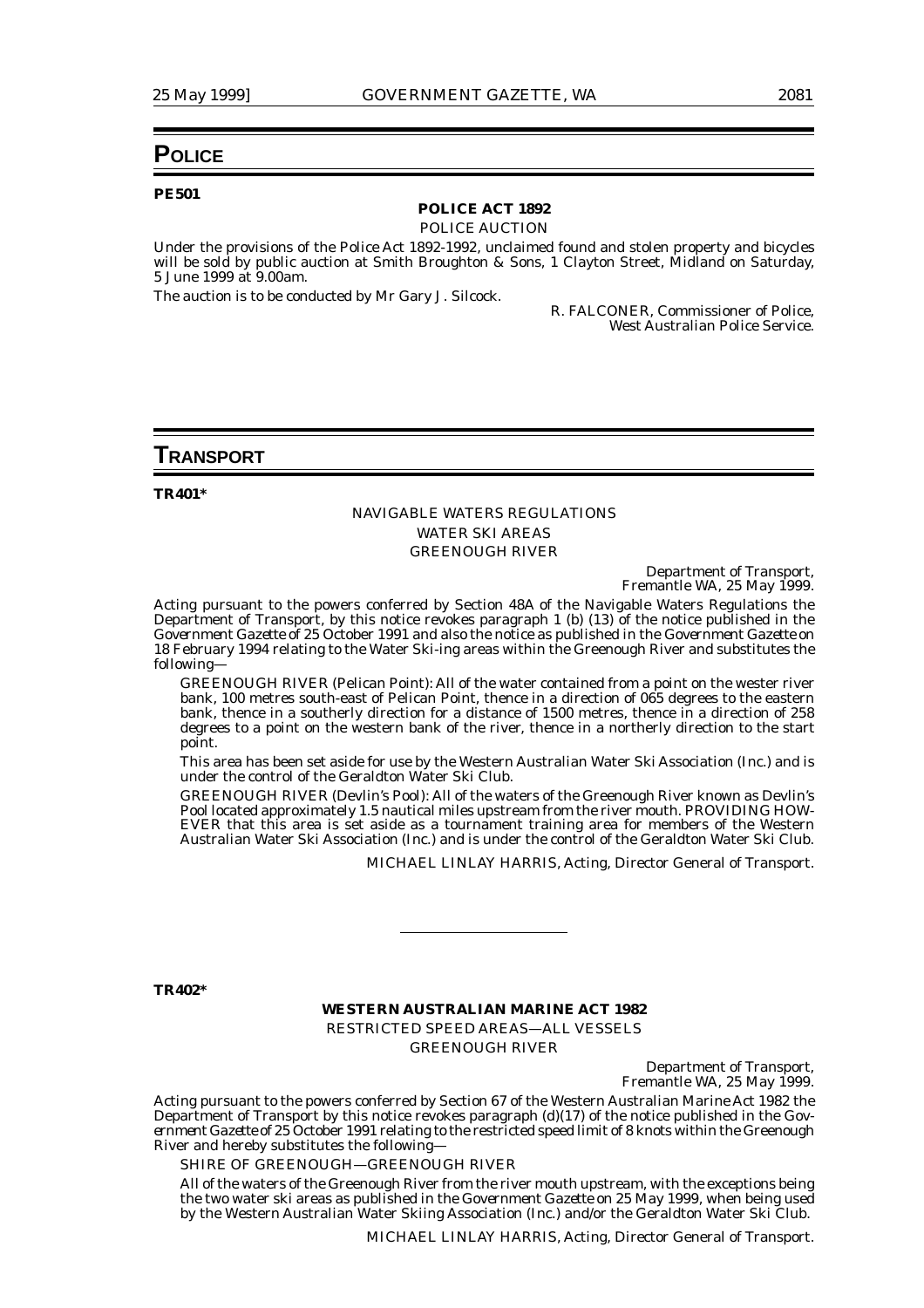# POLICE

**PE501**

**POLICE ACT 1892**

POLICE AUCTION

Under the provisions of the Police Act 1892-1992, unclaimed found and stolen property and bicycles will be sold by public auction at Smith Broughton & Sons, 1 Clayton Street, Midland on Saturday, 5 June 1999 at 9.00am.

The auction is to be conducted by Mr Gary J. Silcock.

R. FALCONER, Commissioner of Police,
West Australian Police Service.

# TRANSPORT

**TR401***

NAVIGABLE WATERS REGULATIONS
WATER SKI AREAS
GREENOUGH RIVER

Department of Transport,
Fremantle WA, 25 May 1999.

Acting pursuant to the powers conferred by Section 48A of the Navigable Waters Regulations the Department of Transport, by this notice revokes paragraph 1 (b) (13) of the notice published in the *Government Gazette* of 25 October 1991 and also the notice as published in the *Government Gazette* on 18 February 1994 relating to the Water Ski-ing areas within the Greenough River and substitutes the following—

GREENOUGH RIVER (Pelican Point): All of the water contained from a point on the wester river bank, 100 metres south-east of Pelican Point, thence in a direction of 065 degrees to the eastern bank, thence in a southerly direction for a distance of 1500 metres, thence in a direction of 258 degrees to a point on the western bank of the river, thence in a northerly direction to the start point.

This area has been set aside for use by the Western Australian Water Ski Association (Inc.) and is under the control of the Geraldton Water Ski Club.

GREENOUGH RIVER (Devlin's Pool): All of the waters of the Greenough River known as Devlin's Pool located approximately 1.5 nautical miles upstream from the river mouth. PROVIDING HOWEVER that this area is set aside as a tournament training area for members of the Western Australian Water Ski Association (Inc.) and is under the control of the Geraldton Water Ski Club.

MICHAEL LINLAY HARRIS, Acting, Director General of Transport.

---

**TR402***

**WESTERN AUSTRALIAN MARINE ACT 1982**

RESTRICTED SPEED AREAS—ALL VESSELS
GREENOUGH RIVER

Department of Transport,
Fremantle WA, 25 May 1999.

Acting pursuant to the powers conferred by Section 67 of the Western Australian Marine Act 1982 the Department of Transport by this notice revokes paragraph (d)(17) of the notice published in the *Government Gazette* of 25 October 1991 relating to the restricted speed limit of 8 knots within the Greenough River and hereby substitutes the following—

SHIRE OF GREENOUGH—GREENOUGH RIVER

All of the waters of the Greenough River from the river mouth upstream, with the exceptions being the two water ski areas as published in the *Government Gazette* on 25 May 1999, when being used by the Western Australian Water Skiing Association (Inc.) and/or the Geraldton Water Ski Club.

MICHAEL LINLAY HARRIS, Acting, Director General of Transport.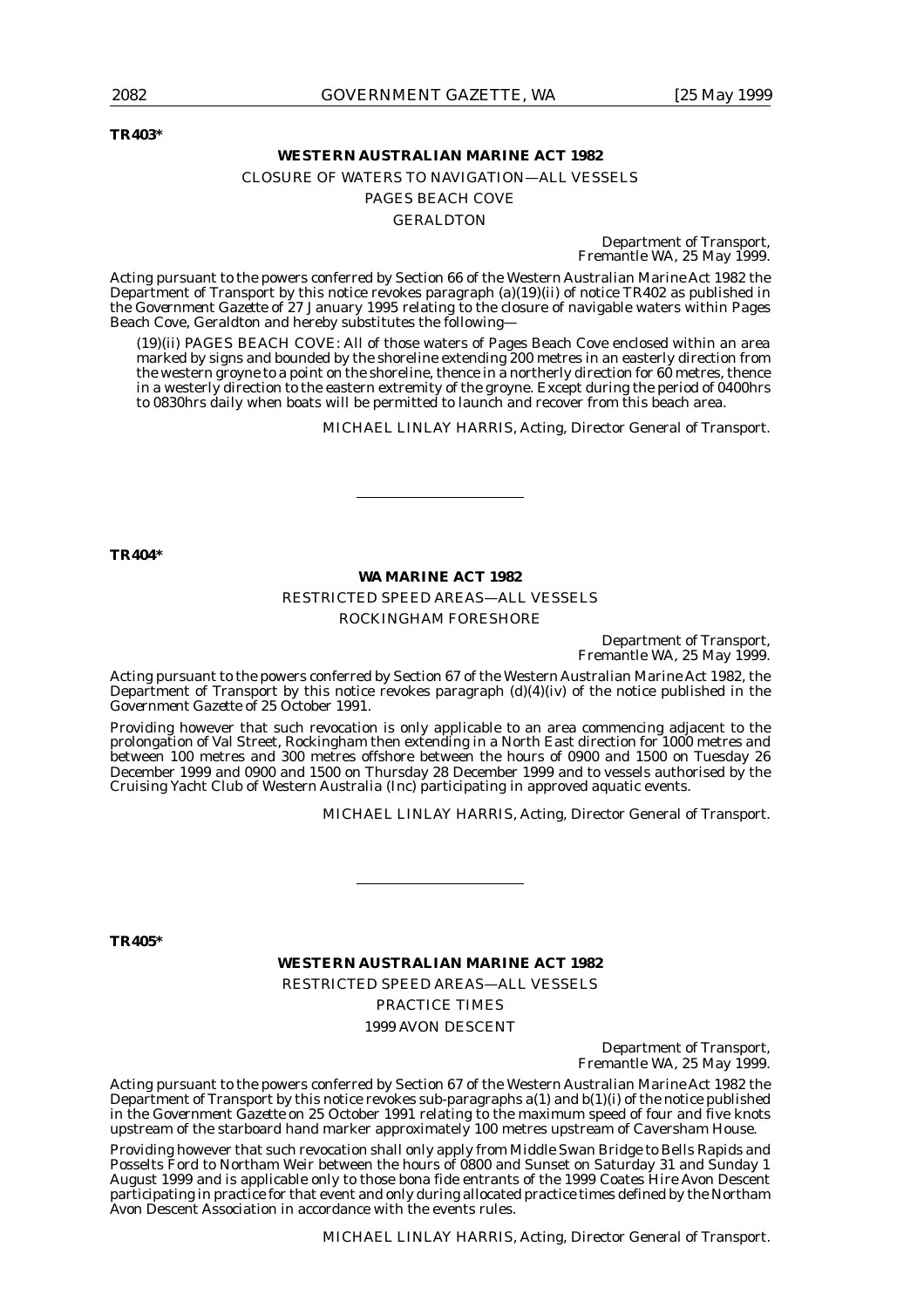**TR403***

**WESTERN AUSTRALIAN MARINE ACT 1982**

CLOSURE OF WATERS TO NAVIGATION—ALL VESSELS

PAGES BEACH COVE

GERALDTON

Department of Transport,
Fremantle WA, 25 May 1999.

Acting pursuant to the powers conferred by Section 66 of the Western Australian Marine Act 1982 the Department of Transport by this notice revokes paragraph (a)(19)(ii) of notice TR402 as published in the *Government Gazette* of 27 January 1995 relating to the closure of navigable waters within Pages Beach Cove, Geraldton and hereby substitutes the following—

(19)(ii) PAGES BEACH COVE: All of those waters of Pages Beach Cove enclosed within an area marked by signs and bounded by the shoreline extending 200 metres in an easterly direction from the western groyne to a point on the shoreline, thence in a northerly direction for 60 metres, thence in a westerly direction to the eastern extremity of the groyne. Except during the period of 0400hrs to 0830hrs daily when boats will be permitted to launch and recover from this beach area.

MICHAEL LINLAY HARRIS, Acting, Director General of Transport.

---

**TR404***

**WA MARINE ACT 1982**

RESTRICTED SPEED AREAS—ALL VESSELS

ROCKINGHAM FORESHORE

Department of Transport,
Fremantle WA, 25 May 1999.

Acting pursuant to the powers conferred by Section 67 of the Western Australian Marine Act 1982, the Department of Transport by this notice revokes paragraph (d)(4)(iv) of the notice published in the *Government Gazette* of 25 October 1991.

Providing however that such revocation is only applicable to an area commencing adjacent to the prolongation of Val Street, Rockingham then extending in a North East direction for 1000 metres and between 100 metres and 300 metres offshore between the hours of 0900 and 1500 on Tuesday 26 December 1999 and 0900 and 1500 on Thursday 28 December 1999 and to vessels authorised by the Cruising Yacht Club of Western Australia (Inc) participating in approved aquatic events.

MICHAEL LINLAY HARRIS, Acting, Director General of Transport.

---

**TR405***

**WESTERN AUSTRALIAN MARINE ACT 1982**

RESTRICTED SPEED AREAS—ALL VESSELS

PRACTICE TIMES

1999 AVON DESCENT

Department of Transport,
Fremantle WA, 25 May 1999.

Acting pursuant to the powers conferred by Section 67 of the Western Australian Marine Act 1982 the Department of Transport by this notice revokes sub-paragraphs a(1) and b(1)(i) of the notice published in the *Government Gazette* on 25 October 1991 relating to the maximum speed of four and five knots upstream of the starboard hand marker approximately 100 metres upstream of Caversham House.

Providing however that such revocation shall only apply from Middle Swan Bridge to Bells Rapids and Posselts Ford to Northam Weir between the hours of 0800 and Sunset on Saturday 31 and Sunday 1 August 1999 and is applicable only to those bona fide entrants of the 1999 Coates Hire Avon Descent participating in practice for that event and only during allocated practice times defined by the Northam Avon Descent Association in accordance with the events rules.

MICHAEL LINLAY HARRIS, Acting, Director General of Transport.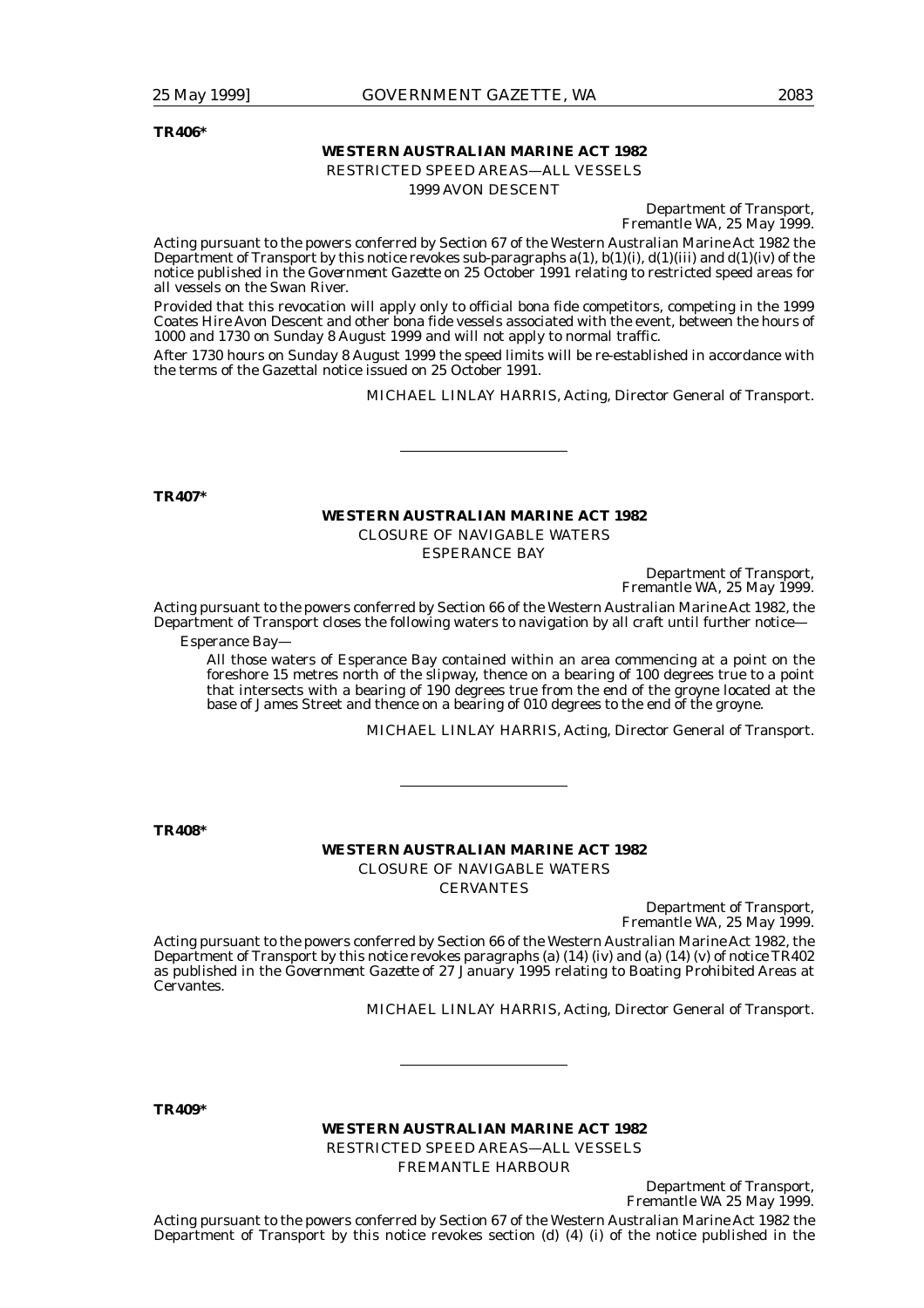**TR406***

**WESTERN AUSTRALIAN MARINE ACT 1982**

RESTRICTED SPEED AREAS—ALL VESSELS

1999 AVON DESCENT

Department of Transport,
Fremantle WA, 25 May 1999.

Acting pursuant to the powers conferred by Section 67 of the Western Australian Marine Act 1982 the Department of Transport by this notice revokes sub-paragraphs a(1), b(1)(i), d(1)(iii) and d(1)(iv) of the notice published in the *Government Gazette* on 25 October 1991 relating to restricted speed areas for all vessels on the Swan River.

Provided that this revocation will apply only to official bona fide competitors, competing in the 1999 Coates Hire Avon Descent and other bona fide vessels associated with the event, between the hours of 1000 and 1730 on Sunday 8 August 1999 and will not apply to normal traffic.

After 1730 hours on Sunday 8 August 1999 the speed limits will be re-established in accordance with the terms of the Gazettal notice issued on 25 October 1991.

MICHAEL LINLAY HARRIS, Acting, Director General of Transport.

---

**TR407***

**WESTERN AUSTRALIAN MARINE ACT 1982**

CLOSURE OF NAVIGABLE WATERS

ESPERANCE BAY

Department of Transport,
Fremantle WA, 25 May 1999.

Acting pursuant to the powers conferred by Section 66 of the Western Australian Marine Act 1982, the Department of Transport closes the following waters to navigation by all craft until further notice—

Esperance Bay—

All those waters of Esperance Bay contained within an area commencing at a point on the foreshore 15 metres north of the slipway, thence on a bearing of 100 degrees true to a point that intersects with a bearing of 190 degrees true from the end of the groyne located at the base of James Street and thence on a bearing of 010 degrees to the end of the groyne.

MICHAEL LINLAY HARRIS, Acting, Director General of Transport.

---

**TR408***

**WESTERN AUSTRALIAN MARINE ACT 1982**

CLOSURE OF NAVIGABLE WATERS

CERVANTES

Department of Transport,
Fremantle WA, 25 May 1999.

Acting pursuant to the powers conferred by Section 66 of the Western Australian Marine Act 1982, the Department of Transport by this notice revokes paragraphs (a) (14) (iv) and (a) (14) (v) of notice TR402 as published in the *Government Gazette* of 27 January 1995 relating to Boating Prohibited Areas at Cervantes.

MICHAEL LINLAY HARRIS, Acting, Director General of Transport.

---

**TR409***

**WESTERN AUSTRALIAN MARINE ACT 1982**

RESTRICTED SPEED AREAS—ALL VESSELS

FREMANTLE HARBOUR

Department of Transport,
Fremantle WA 25 May 1999.

Acting pursuant to the powers conferred by Section 67 of the Western Australian Marine Act 1982 the Department of Transport by this notice revokes section (d) (4) (i) of the notice published in the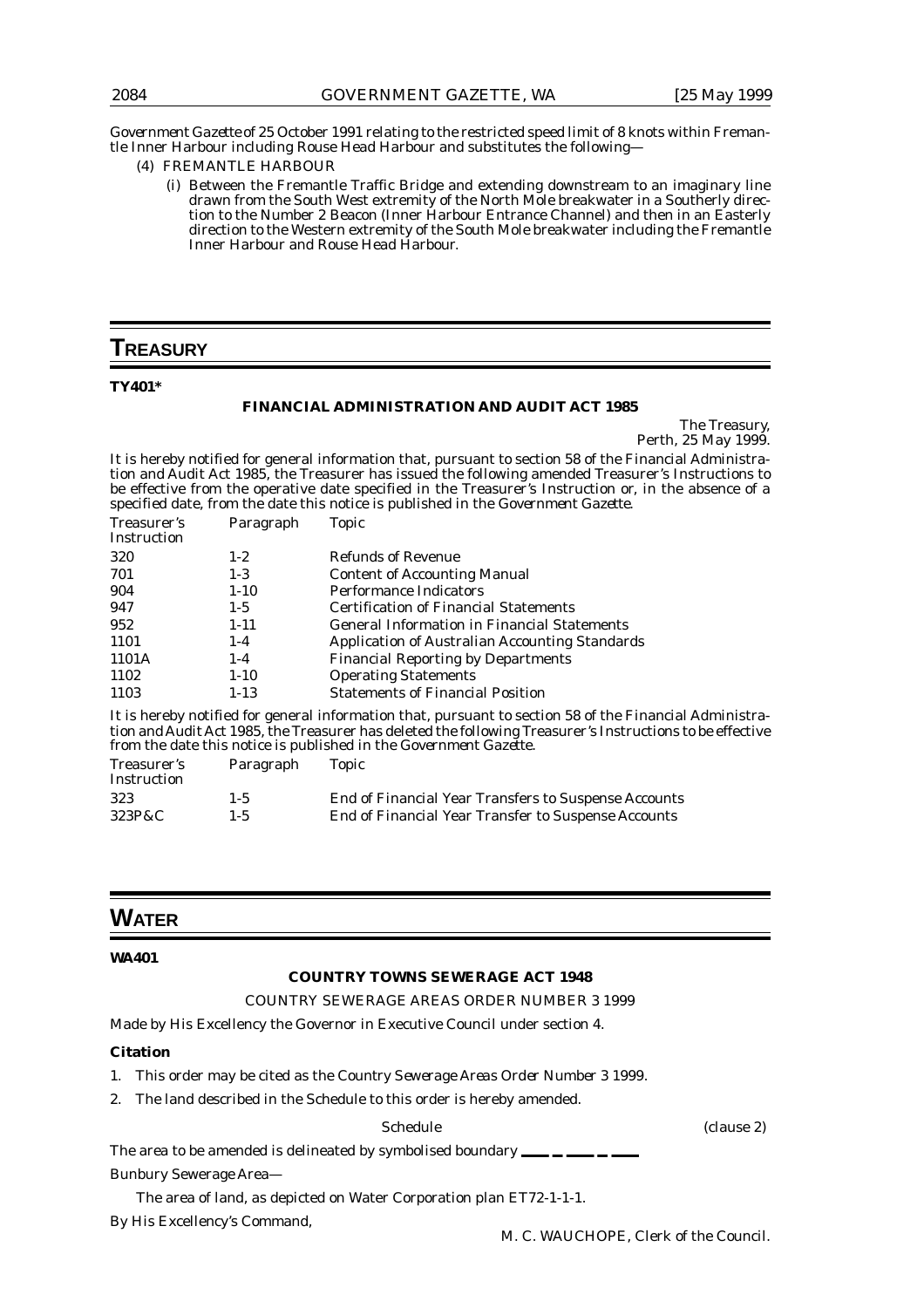*Government Gazette* of 25 October 1991 relating to the restricted speed limit of 8 knots within Fremantle Inner Harbour including Rouse Head Harbour and substitutes the following—

(4) FREMANTLE HARBOUR

(i) Between the Fremantle Traffic Bridge and extending downstream to an imaginary line drawn from the South West extremity of the North Mole breakwater in a Southerly direction to the Number 2 Beacon (Inner Harbour Entrance Channel) and then in an Easterly direction to the Western extremity of the South Mole breakwater including the Fremantle Inner Harbour and Rouse Head Harbour.

# TREASURY

**TY401***

**FINANCIAL ADMINISTRATION AND AUDIT ACT 1985**

The Treasury,
Perth, 25 May 1999.

It is hereby notified for general information that, pursuant to section 58 of the Financial Administration and Audit Act 1985, the Treasurer has issued the following amended Treasurer's Instructions to be effective from the operative date specified in the Treasurer's Instruction or, in the absence of a specified date, from the date this notice is published in the *Government Gazette*.

| Treasurer's Instruction | Paragraph | Topic |
|---|---|---|
| 320 | 1-2 | Refunds of Revenue |
| 701 | 1-3 | Content of Accounting Manual |
| 904 | 1-10 | Performance Indicators |
| 947 | 1-5 | Certification of Financial Statements |
| 952 | 1-11 | General Information in Financial Statements |
| 1101 | 1-4 | Application of Australian Accounting Standards |
| 1101A | 1-4 | Financial Reporting by Departments |
| 1102 | 1-10 | Operating Statements |
| 1103 | 1-13 | Statements of Financial Position |

It is hereby notified for general information that, pursuant to section 58 of the Financial Administration and Audit Act 1985, the Treasurer has deleted the following Treasurer's Instructions to be effective from the date this notice is published in the *Government Gazette*.

| Treasurer's Instruction | Paragraph | Topic |
|---|---|---|
| 323 | 1-5 | End of Financial Year Transfers to Suspense Accounts |
| 323P&C | 1-5 | End of Financial Year Transfer to Suspense Accounts |

# WATER

**WA401**

**COUNTRY TOWNS SEWERAGE ACT 1948**

COUNTRY SEWERAGE AREAS ORDER NUMBER 3 1999

Made by His Excellency the Governor in Executive Council under section 4.

**Citation**

1. This order may be cited as the *Country Sewerage Areas Order Number 3 1999*.
2. The land described in the Schedule to this order is hereby amended.

Schedule (clause 2)

The area to be amended is delineated by symbolised boundary ▬▬ ▬ ▬▬ ▬ ▬▬

Bunbury Sewerage Area—

The area of land, as depicted on Water Corporation plan ET72-1-1-1.

By His Excellency's Command,

M. C. WAUCHOPE, Clerk of the Council.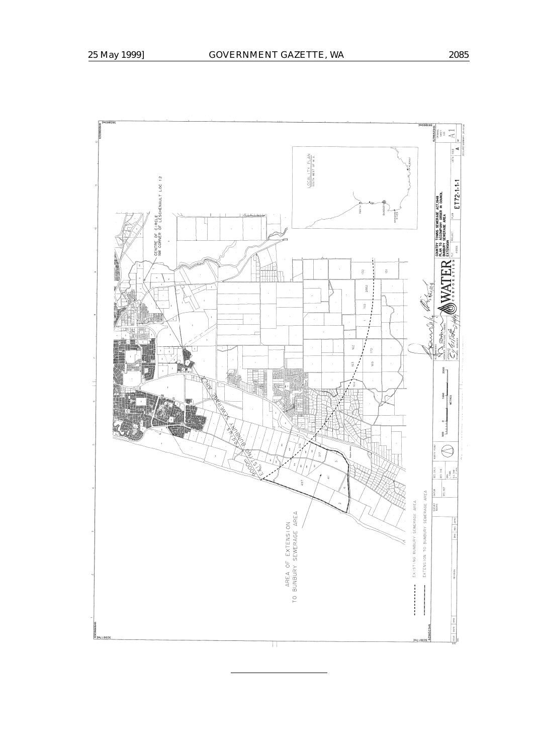COUNTRY TOWNS SEWERAGE ACT 1948
PLAN TO ACCOMPANY ORDER IN COUNCIL
BUNBURY SEWERAGE AREA
EXTENSION

ET72-1-1-1

LOCALITY PLAN
SOUTH WEST OF W.A.

CENTRE OF CIRCLE
NW CORNER OF LESCHENAULT LOC 12

EXISTING BUNBURY SEWERAGE AREA

AREA OF EXTENSION TO BUNBURY SEWERAGE AREA

EXISTING BUNBURY SEWERAGE AREA

EXTENSION TO BUNBURY SEWERAGE AREA

WATER CORPORATION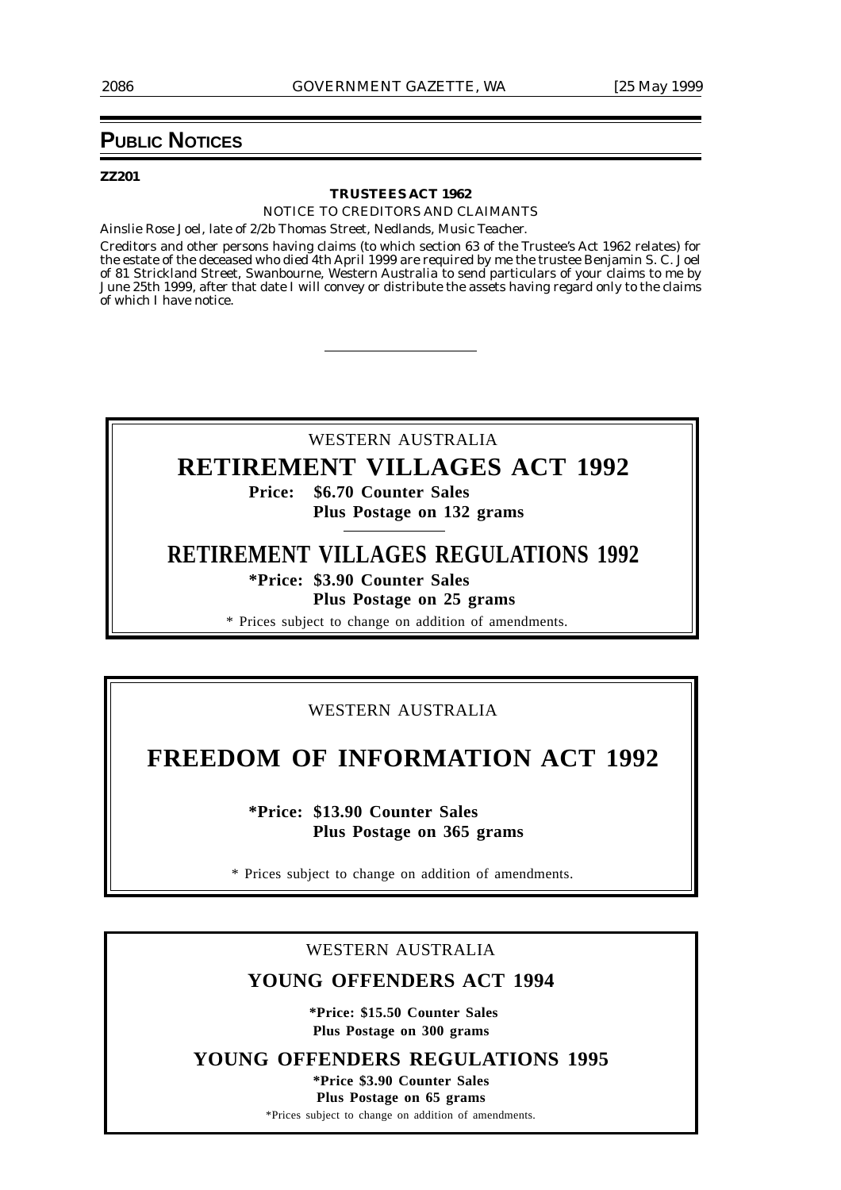# PUBLIC NOTICES

**ZZ201**

**TRUSTEES ACT 1962**

NOTICE TO CREDITORS AND CLAIMANTS

Ainslie Rose Joel, late of 2/2b Thomas Street, Nedlands, Music Teacher.

Creditors and other persons having claims (to which section 63 of the Trustee's Act 1962 relates) for the estate of the deceased who died 4th April 1999 are required by me the trustee Benjamin S. C. Joel of 81 Strickland Street, Swanbourne, Western Australia to send particulars of your claims to me by June 25th 1999, after that date I will convey or distribute the assets having regard only to the claims of which I have notice.

---

WESTERN AUSTRALIA

## RETIREMENT VILLAGES ACT 1992

**Price: $6.70 Counter Sales**
**Plus Postage on 132 grams**

## RETIREMENT VILLAGES REGULATIONS 1992

**\*Price: $3.90 Counter Sales**
**Plus Postage on 25 grams**

\* Prices subject to change on addition of amendments.

---

WESTERN AUSTRALIA

## FREEDOM OF INFORMATION ACT 1992

**\*Price: $13.90 Counter Sales**
**Plus Postage on 365 grams**

\* Prices subject to change on addition of amendments.

---

WESTERN AUSTRALIA

## YOUNG OFFENDERS ACT 1994

**\*Price: $15.50 Counter Sales**
**Plus Postage on 300 grams**

## YOUNG OFFENDERS REGULATIONS 1995

**\*Price $3.90 Counter Sales**
**Plus Postage on 65 grams**

\*Prices subject to change on addition of amendments.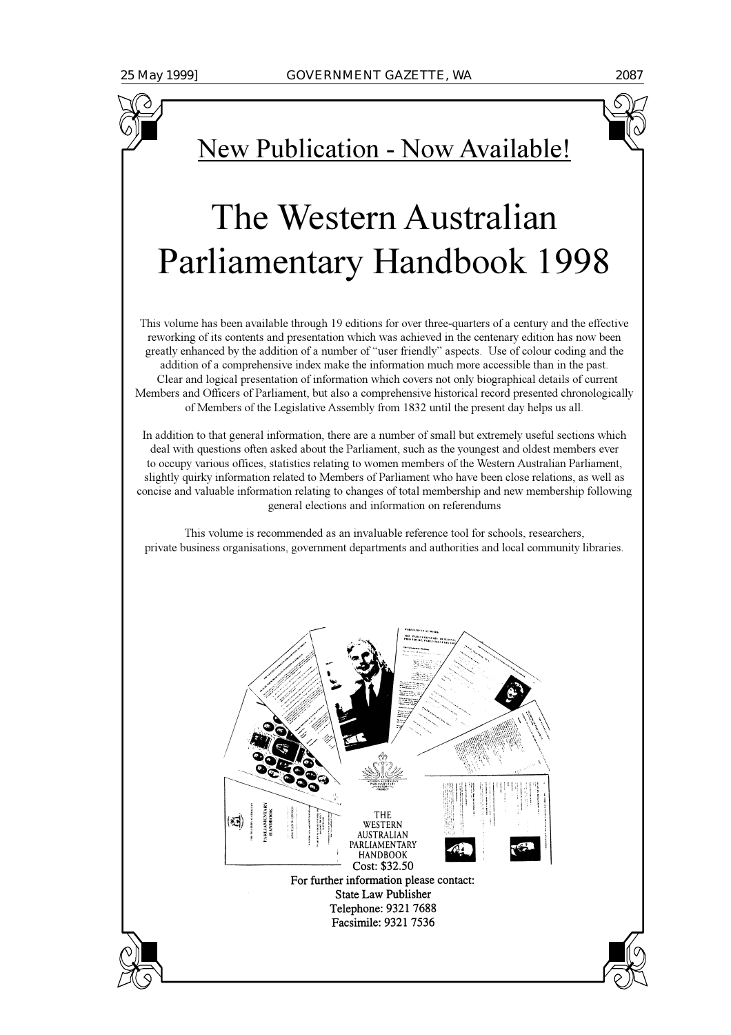## New Publication - Now Available!

# The Western Australian Parliamentary Handbook 1998

This volume has been available through 19 editions for over three-quarters of a century and the effective reworking of its contents and presentation which was achieved in the centenary edition has now been greatly enhanced by the addition of a number of "user friendly" aspects. Use of colour coding and the addition of a comprehensive index make the information much more accessible than in the past. Clear and logical presentation of information which covers not only biographical details of current Members and Officers of Parliament, but also a comprehensive historical record presented chronologically of Members of the Legislative Assembly from 1832 until the present day helps us all.

In addition to that general information, there are a number of small but extremely useful sections which deal with questions often asked about the Parliament, such as the youngest and oldest members ever to occupy various offices, statistics relating to women members of the Western Australian Parliament, slightly quirky information related to Members of Parliament who have been close relations, as well as concise and valuable information relating to changes of total membership and new membership following general elections and information on referendums

This volume is recommended as an invaluable reference tool for schools, researchers, private business organisations, government departments and authorities and local community libraries.

THE WESTERN AUSTRALIAN PARLIAMENTARY HANDBOOK

Cost: $32.50

For further information please contact:

State Law Publisher

Telephone: 9321 7688

Facsimile: 9321 7536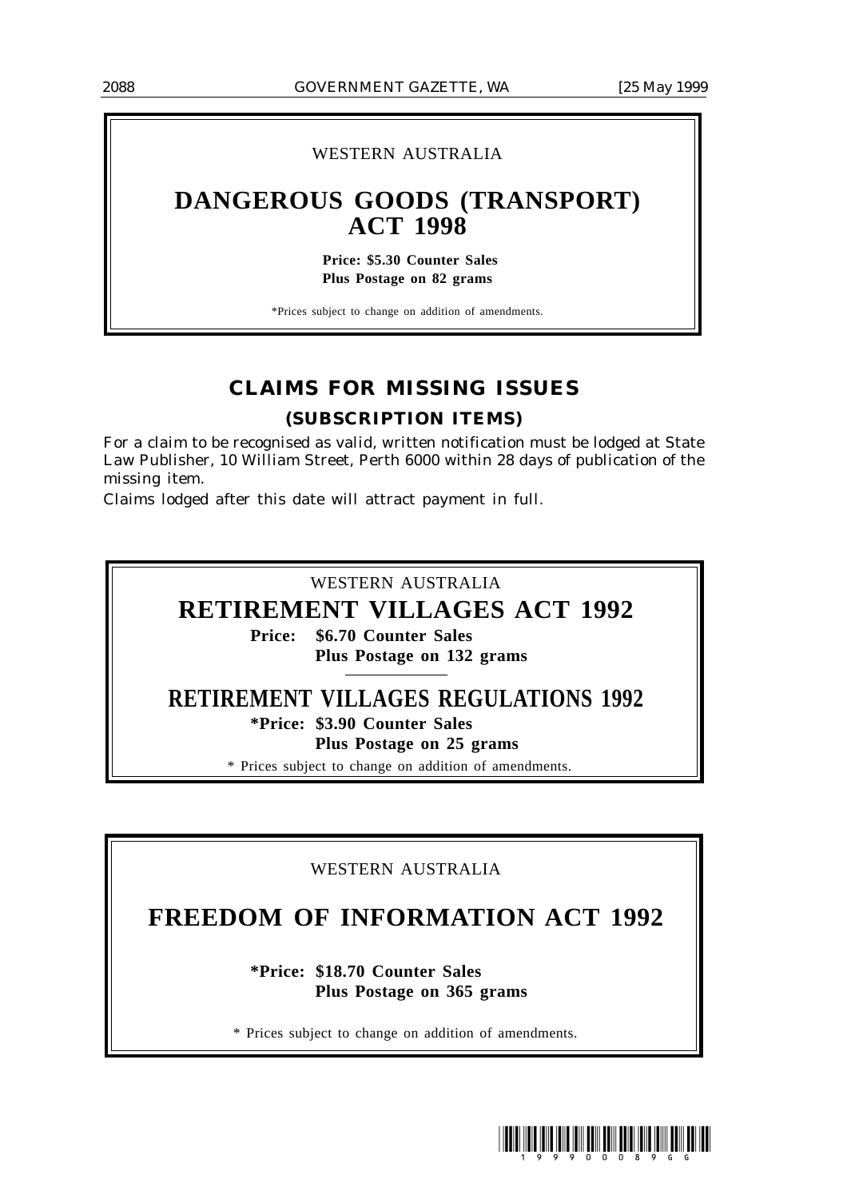WESTERN AUSTRALIA

# DANGEROUS GOODS (TRANSPORT) ACT 1998

**Price: $5.30 Counter Sales**
**Plus Postage on 82 grams**

*Prices subject to change on addition of amendments.

## CLAIMS FOR MISSING ISSUES

### (SUBSCRIPTION ITEMS)

For a claim to be recognised as valid, written notification must be lodged at State Law Publisher, 10 William Street, Perth 6000 within 28 days of publication of the missing item.

Claims lodged after this date will attract payment in full.

WESTERN AUSTRALIA

# RETIREMENT VILLAGES ACT 1992

**Price: $6.70 Counter Sales**
**Plus Postage on 132 grams**

# RETIREMENT VILLAGES REGULATIONS 1992

***Price: $3.90 Counter Sales**
**Plus Postage on 25 grams**

* Prices subject to change on addition of amendments.

WESTERN AUSTRALIA

# FREEDOM OF INFORMATION ACT 1992

***Price: $18.70 Counter Sales**
**Plus Postage on 365 grams**

* Prices subject to change on addition of amendments.

1 9 9 9 0 0 0 8 9 G G